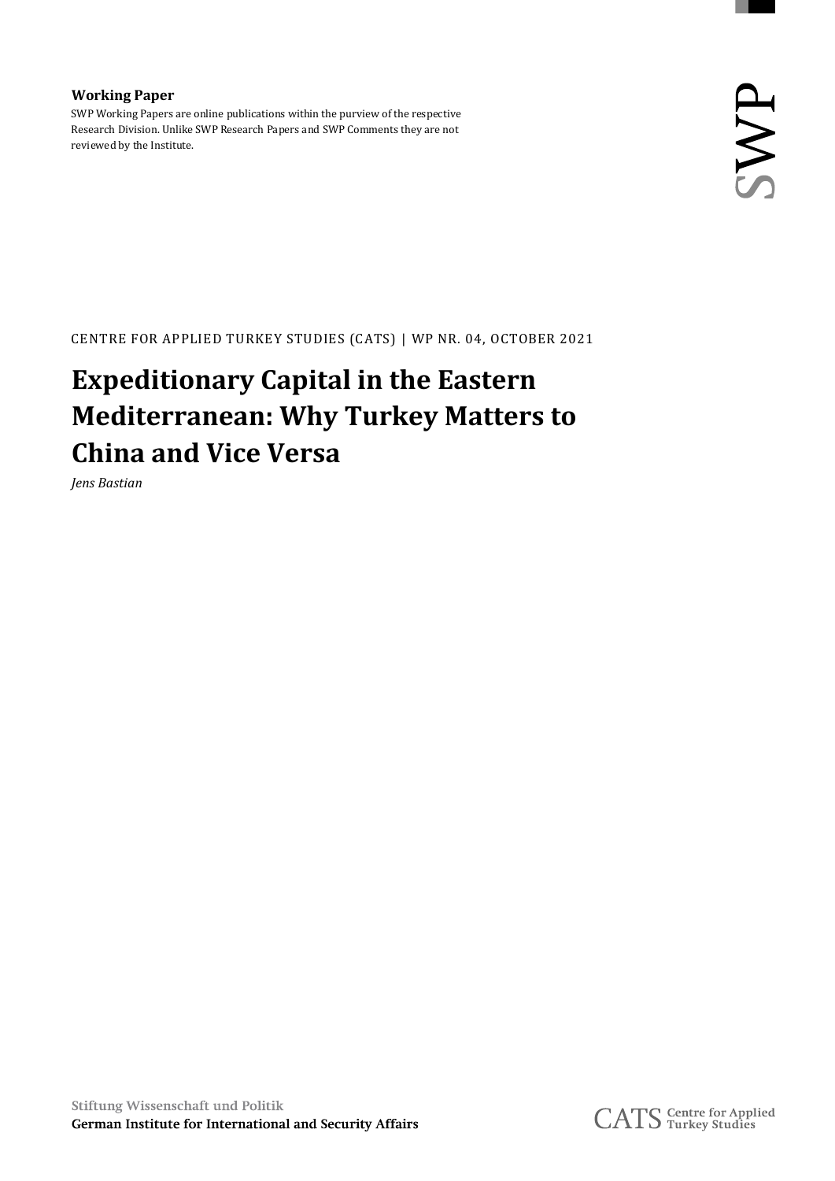**Working Paper**

SWP Working Papers are online publications within the purview of the respective Research Division. Unlike SWP Research Papers and SWP Comments they are not reviewed by the Institute.

SWP

CENTRE FOR APPLIED TURKEY STUDIES (CATS) | WP NR. 04, OCTOBER 2021

# Expeditionary Capital in the Eastern Mediterranean: Why Turkey Matters to China and Vice Versa

*Jens Bastian*

Stiftung Wissenschaft und Politik

**German Institute for International and Security Affairs**

CATS Centre for Applied Turkey Studies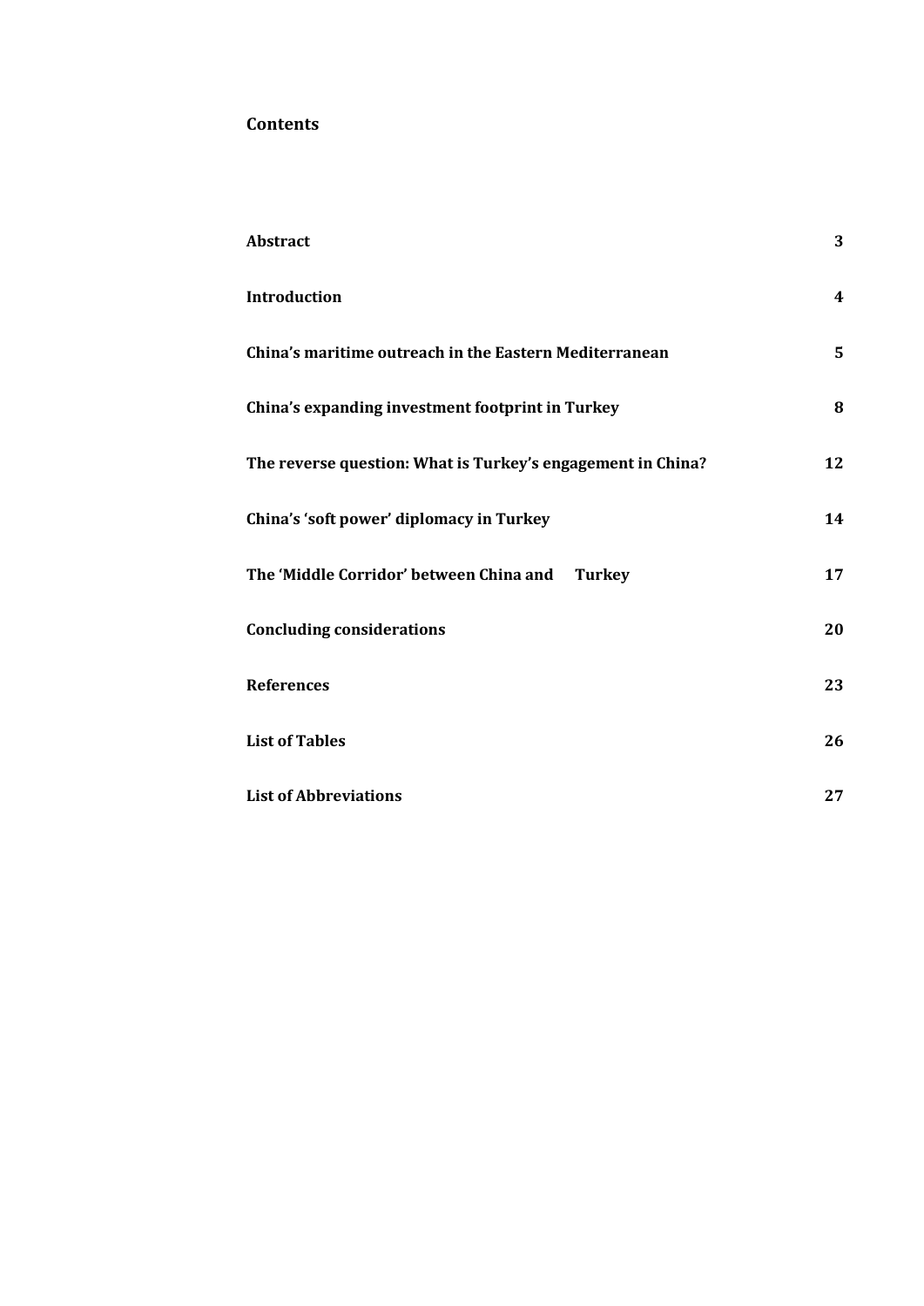## Contents

| | |
|---|---|
| **Abstract** | **3** |
| **Introduction** | **4** |
| **China's maritime outreach in the Eastern Mediterranean** | **5** |
| **China's expanding investment footprint in Turkey** | **8** |
| **The reverse question: What is Turkey's engagement in China?** | **12** |
| **China's 'soft power' diplomacy in Turkey** | **14** |
| **The 'Middle Corridor' between China and Turkey** | **17** |
| **Concluding considerations** | **20** |
| **References** | **23** |
| **List of Tables** | **26** |
| **List of Abbreviations** | **27** |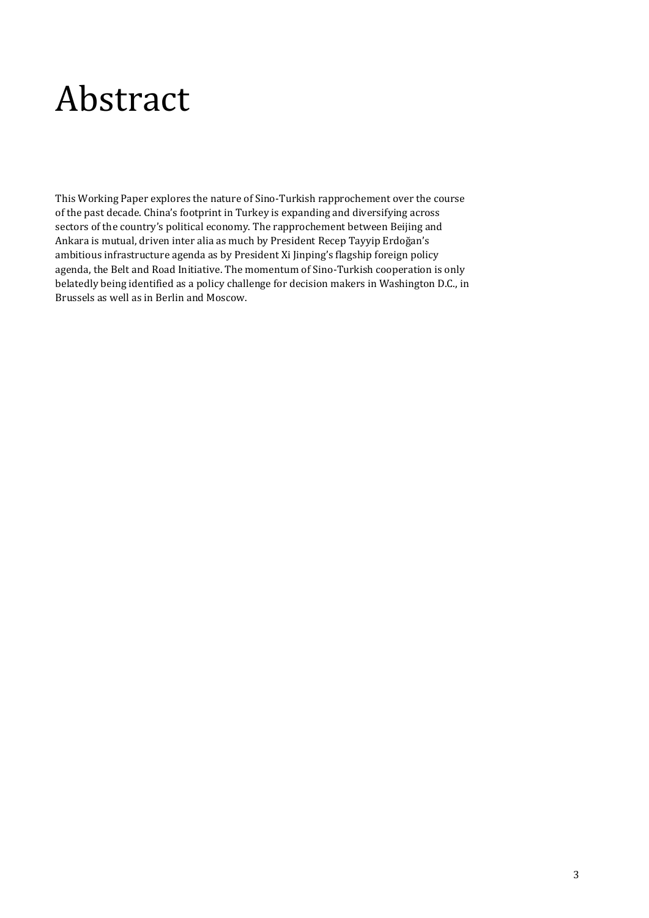# Abstract

This Working Paper explores the nature of Sino-Turkish rapprochement over the course of the past decade. China's footprint in Turkey is expanding and diversifying across sectors of the country's political economy. The rapprochement between Beijing and Ankara is mutual, driven inter alia as much by President Recep Tayyip Erdoğan's ambitious infrastructure agenda as by President Xi Jinping's flagship foreign policy agenda, the Belt and Road Initiative. The momentum of Sino-Turkish cooperation is only belatedly being identified as a policy challenge for decision makers in Washington D.C., in Brussels as well as in Berlin and Moscow.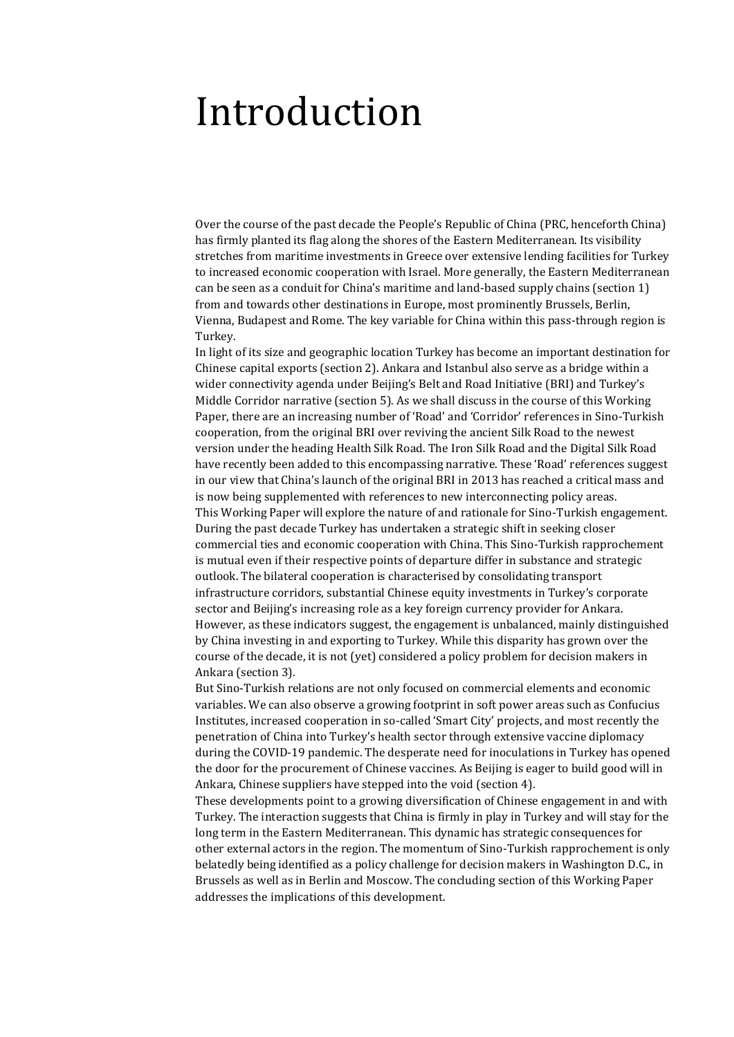# Introduction

Over the course of the past decade the People's Republic of China (PRC, henceforth China) has firmly planted its flag along the shores of the Eastern Mediterranean. Its visibility stretches from maritime investments in Greece over extensive lending facilities for Turkey to increased economic cooperation with Israel. More generally, the Eastern Mediterranean can be seen as a conduit for China's maritime and land-based supply chains (section 1) from and towards other destinations in Europe, most prominently Brussels, Berlin, Vienna, Budapest and Rome. The key variable for China within this pass-through region is Turkey.

In light of its size and geographic location Turkey has become an important destination for Chinese capital exports (section 2). Ankara and Istanbul also serve as a bridge within a wider connectivity agenda under Beijing's Belt and Road Initiative (BRI) and Turkey's Middle Corridor narrative (section 5). As we shall discuss in the course of this Working Paper, there are an increasing number of 'Road' and 'Corridor' references in Sino-Turkish cooperation, from the original BRI over reviving the ancient Silk Road to the newest version under the heading Health Silk Road. The Iron Silk Road and the Digital Silk Road have recently been added to this encompassing narrative. These 'Road' references suggest in our view that China's launch of the original BRI in 2013 has reached a critical mass and is now being supplemented with references to new interconnecting policy areas.

This Working Paper will explore the nature of and rationale for Sino-Turkish engagement. During the past decade Turkey has undertaken a strategic shift in seeking closer commercial ties and economic cooperation with China. This Sino-Turkish rapprochement is mutual even if their respective points of departure differ in substance and strategic outlook. The bilateral cooperation is characterised by consolidating transport infrastructure corridors, substantial Chinese equity investments in Turkey's corporate sector and Beijing's increasing role as a key foreign currency provider for Ankara. However, as these indicators suggest, the engagement is unbalanced, mainly distinguished by China investing in and exporting to Turkey. While this disparity has grown over the course of the decade, it is not (yet) considered a policy problem for decision makers in Ankara (section 3).

But Sino-Turkish relations are not only focused on commercial elements and economic variables. We can also observe a growing footprint in soft power areas such as Confucius Institutes, increased cooperation in so-called 'Smart City' projects, and most recently the penetration of China into Turkey's health sector through extensive vaccine diplomacy during the COVID-19 pandemic. The desperate need for inoculations in Turkey has opened the door for the procurement of Chinese vaccines. As Beijing is eager to build good will in Ankara, Chinese suppliers have stepped into the void (section 4).

These developments point to a growing diversification of Chinese engagement in and with Turkey. The interaction suggests that China is firmly in play in Turkey and will stay for the long term in the Eastern Mediterranean. This dynamic has strategic consequences for other external actors in the region. The momentum of Sino-Turkish rapprochement is only belatedly being identified as a policy challenge for decision makers in Washington D.C., in Brussels as well as in Berlin and Moscow. The concluding section of this Working Paper addresses the implications of this development.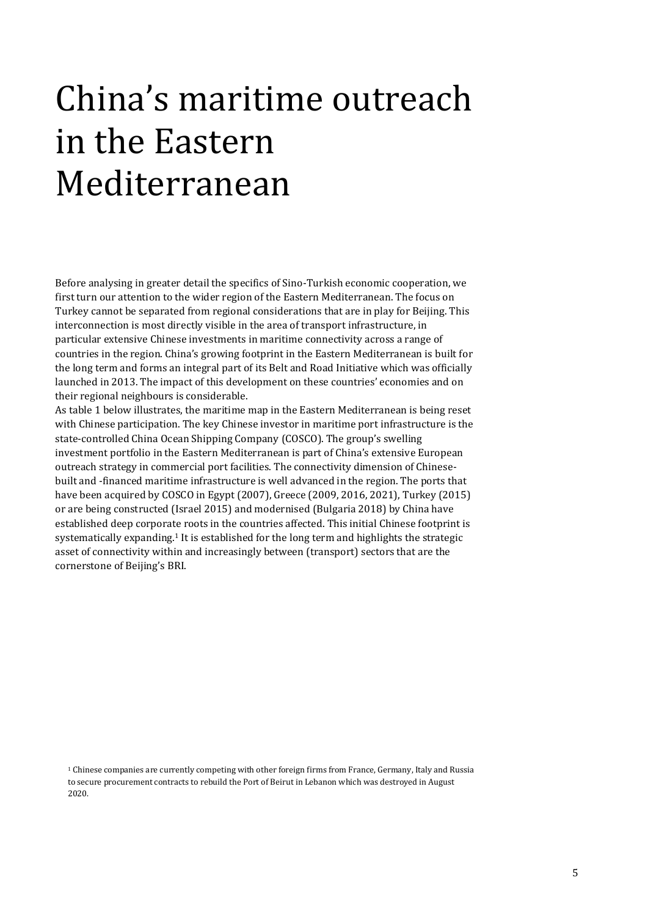# China's maritime outreach in the Eastern Mediterranean

Before analysing in greater detail the specifics of Sino-Turkish economic cooperation, we first turn our attention to the wider region of the Eastern Mediterranean. The focus on Turkey cannot be separated from regional considerations that are in play for Beijing. This interconnection is most directly visible in the area of transport infrastructure, in particular extensive Chinese investments in maritime connectivity across a range of countries in the region. China's growing footprint in the Eastern Mediterranean is built for the long term and forms an integral part of its Belt and Road Initiative which was officially launched in 2013. The impact of this development on these countries' economies and on their regional neighbours is considerable.

As table 1 below illustrates, the maritime map in the Eastern Mediterranean is being reset with Chinese participation. The key Chinese investor in maritime port infrastructure is the state-controlled China Ocean Shipping Company (COSCO). The group's swelling investment portfolio in the Eastern Mediterranean is part of China's extensive European outreach strategy in commercial port facilities. The connectivity dimension of Chinese-built and -financed maritime infrastructure is well advanced in the region. The ports that have been acquired by COSCO in Egypt (2007), Greece (2009, 2016, 2021), Turkey (2015) or are being constructed (Israel 2015) and modernised (Bulgaria 2018) by China have established deep corporate roots in the countries affected. This initial Chinese footprint is systematically expanding.[1] It is established for the long term and highlights the strategic asset of connectivity within and increasingly between (transport) sectors that are the cornerstone of Beijing's BRI.

[1] Chinese companies are currently competing with other foreign firms from France, Germany, Italy and Russia to secure procurement contracts to rebuild the Port of Beirut in Lebanon which was destroyed in August 2020.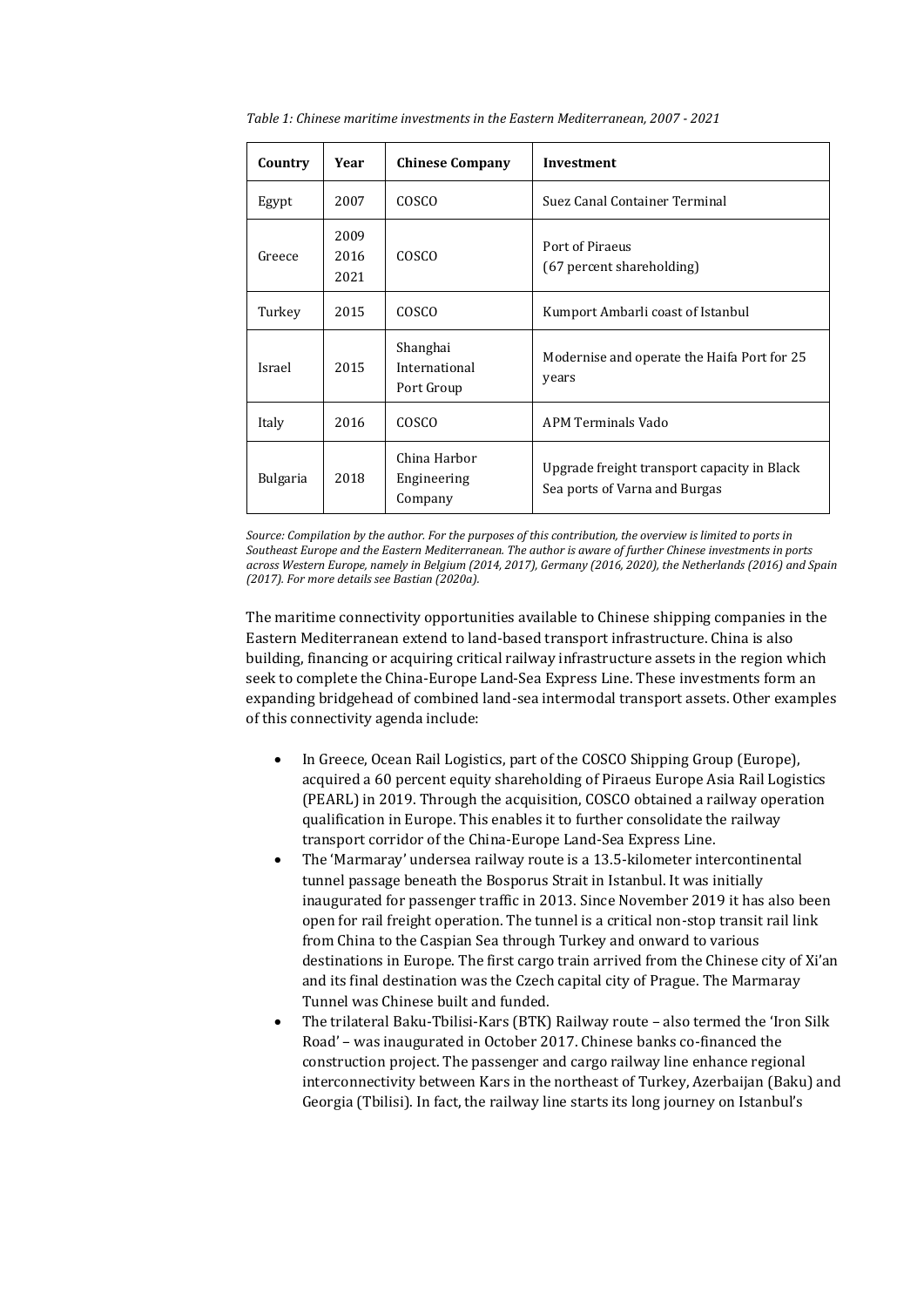*Table 1: Chinese maritime investments in the Eastern Mediterranean, 2007 - 2021*

| Country | Year | Chinese Company | Investment |
|---|---|---|---|
| Egypt | 2007 | COSCO | Suez Canal Container Terminal |
| Greece | 2009 2016 2021 | COSCO | Port of Piraeus (67 percent shareholding) |
| Turkey | 2015 | COSCO | Kumport Ambarli coast of Istanbul |
| Israel | 2015 | Shanghai International Port Group | Modernise and operate the Haifa Port for 25 years |
| Italy | 2016 | COSCO | APM Terminals Vado |
| Bulgaria | 2018 | China Harbor Engineering Company | Upgrade freight transport capacity in Black Sea ports of Varna and Burgas |

*Source: Compilation by the author. For the purposes of this contribution, the overview is limited to ports in Southeast Europe and the Eastern Mediterranean. The author is aware of further Chinese investments in ports across Western Europe, namely in Belgium (2014, 2017), Germany (2016, 2020), the Netherlands (2016) and Spain (2017). For more details see Bastian (2020a).*

The maritime connectivity opportunities available to Chinese shipping companies in the Eastern Mediterranean extend to land-based transport infrastructure. China is also building, financing or acquiring critical railway infrastructure assets in the region which seek to complete the China-Europe Land-Sea Express Line. These investments form an expanding bridgehead of combined land-sea intermodal transport assets. Other examples of this connectivity agenda include:

- In Greece, Ocean Rail Logistics, part of the COSCO Shipping Group (Europe), acquired a 60 percent equity shareholding of Piraeus Europe Asia Rail Logistics (PEARL) in 2019. Through the acquisition, COSCO obtained a railway operation qualification in Europe. This enables it to further consolidate the railway transport corridor of the China-Europe Land-Sea Express Line.
- The 'Marmaray' undersea railway route is a 13.5-kilometer intercontinental tunnel passage beneath the Bosporus Strait in Istanbul. It was initially inaugurated for passenger traffic in 2013. Since November 2019 it has also been open for rail freight operation. The tunnel is a critical non-stop transit rail link from China to the Caspian Sea through Turkey and onward to various destinations in Europe. The first cargo train arrived from the Chinese city of Xi'an and its final destination was the Czech capital city of Prague. The Marmaray Tunnel was Chinese built and funded.
- The trilateral Baku-Tbilisi-Kars (BTK) Railway route – also termed the 'Iron Silk Road' – was inaugurated in October 2017. Chinese banks co-financed the construction project. The passenger and cargo railway line enhance regional interconnectivity between Kars in the northeast of Turkey, Azerbaijan (Baku) and Georgia (Tbilisi). In fact, the railway line starts its long journey on Istanbul's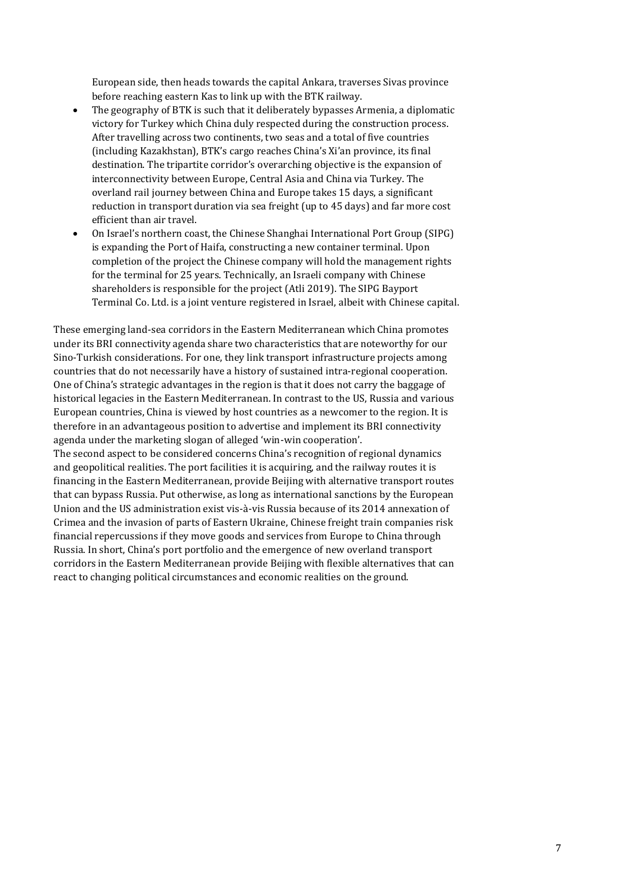European side, then heads towards the capital Ankara, traverses Sivas province before reaching eastern Kas to link up with the BTK railway.

- The geography of BTK is such that it deliberately bypasses Armenia, a diplomatic victory for Turkey which China duly respected during the construction process. After travelling across two continents, two seas and a total of five countries (including Kazakhstan), BTK's cargo reaches China's Xi'an province, its final destination. The tripartite corridor's overarching objective is the expansion of interconnectivity between Europe, Central Asia and China via Turkey. The overland rail journey between China and Europe takes 15 days, a significant reduction in transport duration via sea freight (up to 45 days) and far more cost efficient than air travel.
- On Israel's northern coast, the Chinese Shanghai International Port Group (SIPG) is expanding the Port of Haifa, constructing a new container terminal. Upon completion of the project the Chinese company will hold the management rights for the terminal for 25 years. Technically, an Israeli company with Chinese shareholders is responsible for the project (Atli 2019). The SIPG Bayport Terminal Co. Ltd. is a joint venture registered in Israel, albeit with Chinese capital.

These emerging land-sea corridors in the Eastern Mediterranean which China promotes under its BRI connectivity agenda share two characteristics that are noteworthy for our Sino-Turkish considerations. For one, they link transport infrastructure projects among countries that do not necessarily have a history of sustained intra-regional cooperation. One of China's strategic advantages in the region is that it does not carry the baggage of historical legacies in the Eastern Mediterranean. In contrast to the US, Russia and various European countries, China is viewed by host countries as a newcomer to the region. It is therefore in an advantageous position to advertise and implement its BRI connectivity agenda under the marketing slogan of alleged 'win-win cooperation'.

The second aspect to be considered concerns China's recognition of regional dynamics and geopolitical realities. The port facilities it is acquiring, and the railway routes it is financing in the Eastern Mediterranean, provide Beijing with alternative transport routes that can bypass Russia. Put otherwise, as long as international sanctions by the European Union and the US administration exist vis-à-vis Russia because of its 2014 annexation of Crimea and the invasion of parts of Eastern Ukraine, Chinese freight train companies risk financial repercussions if they move goods and services from Europe to China through Russia. In short, China's port portfolio and the emergence of new overland transport corridors in the Eastern Mediterranean provide Beijing with flexible alternatives that can react to changing political circumstances and economic realities on the ground.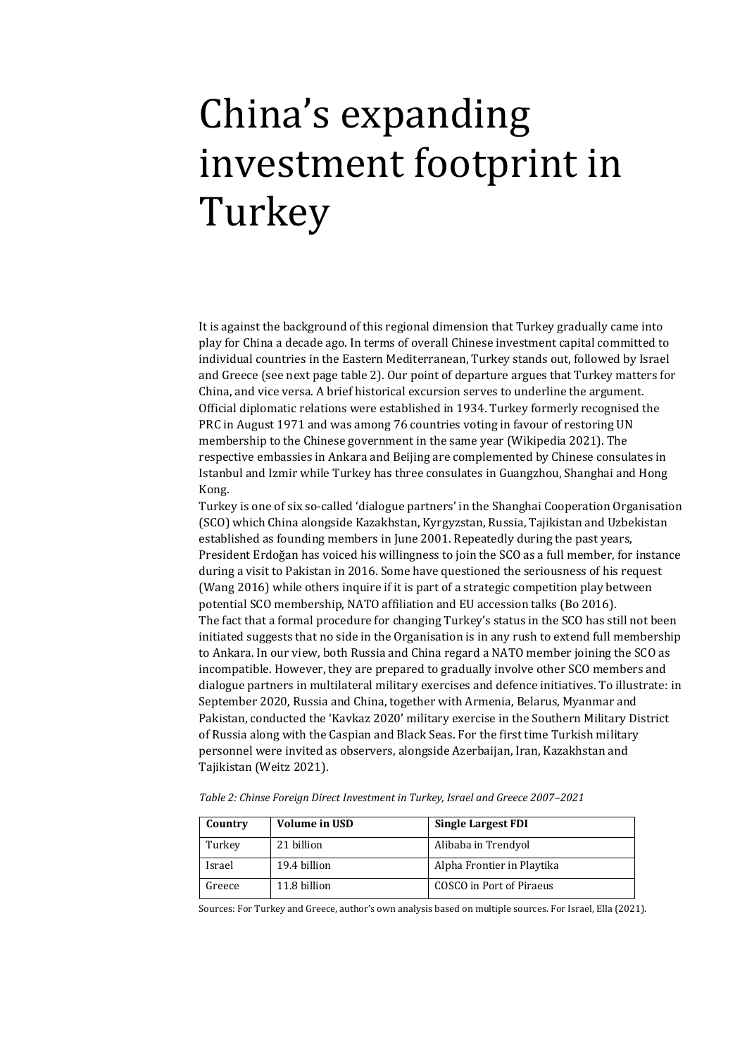# China's expanding investment footprint in Turkey

It is against the background of this regional dimension that Turkey gradually came into play for China a decade ago. In terms of overall Chinese investment capital committed to individual countries in the Eastern Mediterranean, Turkey stands out, followed by Israel and Greece (see next page table 2). Our point of departure argues that Turkey matters for China, and vice versa. A brief historical excursion serves to underline the argument. Official diplomatic relations were established in 1934. Turkey formerly recognised the PRC in August 1971 and was among 76 countries voting in favour of restoring UN membership to the Chinese government in the same year (Wikipedia 2021). The respective embassies in Ankara and Beijing are complemented by Chinese consulates in Istanbul and Izmir while Turkey has three consulates in Guangzhou, Shanghai and Hong Kong.

Turkey is one of six so-called 'dialogue partners' in the Shanghai Cooperation Organisation (SCO) which China alongside Kazakhstan, Kyrgyzstan, Russia, Tajikistan and Uzbekistan established as founding members in June 2001. Repeatedly during the past years, President Erdoğan has voiced his willingness to join the SCO as a full member, for instance during a visit to Pakistan in 2016. Some have questioned the seriousness of his request (Wang 2016) while others inquire if it is part of a strategic competition play between potential SCO membership, NATO affiliation and EU accession talks (Bo 2016).

The fact that a formal procedure for changing Turkey's status in the SCO has still not been initiated suggests that no side in the Organisation is in any rush to extend full membership to Ankara. In our view, both Russia and China regard a NATO member joining the SCO as incompatible. However, they are prepared to gradually involve other SCO members and dialogue partners in multilateral military exercises and defence initiatives. To illustrate: in September 2020, Russia and China, together with Armenia, Belarus, Myanmar and Pakistan, conducted the 'Kavkaz 2020' military exercise in the Southern Military District of Russia along with the Caspian and Black Seas. For the first time Turkish military personnel were invited as observers, alongside Azerbaijan, Iran, Kazakhstan and Tajikistan (Weitz 2021).

*Table 2: Chinse Foreign Direct Investment in Turkey, Israel and Greece 2007–2021*

| Country | Volume in USD | Single Largest FDI |
|---|---|---|
| Turkey | 21 billion | Alibaba in Trendyol |
| Israel | 19.4 billion | Alpha Frontier in Playtika |
| Greece | 11.8 billion | COSCO in Port of Piraeus |

Sources: For Turkey and Greece, author's own analysis based on multiple sources. For Israel, Ella (2021).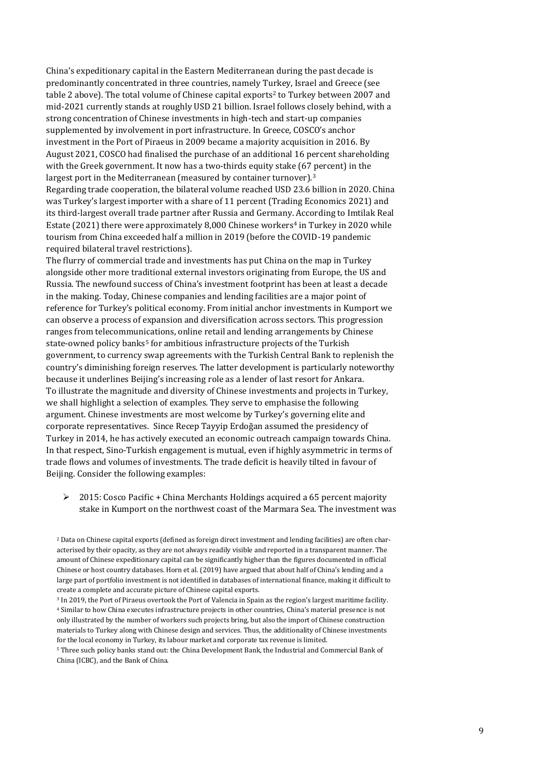China's expeditionary capital in the Eastern Mediterranean during the past decade is predominantly concentrated in three countries, namely Turkey, Israel and Greece (see table 2 above). The total volume of Chinese capital exports[2] to Turkey between 2007 and mid-2021 currently stands at roughly USD 21 billion. Israel follows closely behind, with a strong concentration of Chinese investments in high-tech and start-up companies supplemented by involvement in port infrastructure. In Greece, COSCO's anchor investment in the Port of Piraeus in 2009 became a majority acquisition in 2016. By August 2021, COSCO had finalised the purchase of an additional 16 percent shareholding with the Greek government. It now has a two-thirds equity stake (67 percent) in the largest port in the Mediterranean (measured by container turnover).[3]

Regarding trade cooperation, the bilateral volume reached USD 23.6 billion in 2020. China was Turkey's largest importer with a share of 11 percent (Trading Economics 2021) and its third-largest overall trade partner after Russia and Germany. According to Imtilak Real Estate (2021) there were approximately 8,000 Chinese workers[4] in Turkey in 2020 while tourism from China exceeded half a million in 2019 (before the COVID-19 pandemic required bilateral travel restrictions).

The flurry of commercial trade and investments has put China on the map in Turkey alongside other more traditional external investors originating from Europe, the US and Russia. The newfound success of China's investment footprint has been at least a decade in the making. Today, Chinese companies and lending facilities are a major point of reference for Turkey's political economy. From initial anchor investments in Kumport we can observe a process of expansion and diversification across sectors. This progression ranges from telecommunications, online retail and lending arrangements by Chinese state-owned policy banks[5] for ambitious infrastructure projects of the Turkish government, to currency swap agreements with the Turkish Central Bank to replenish the country's diminishing foreign reserves. The latter development is particularly noteworthy because it underlines Beijing's increasing role as a lender of last resort for Ankara.

To illustrate the magnitude and diversity of Chinese investments and projects in Turkey, we shall highlight a selection of examples. They serve to emphasise the following argument. Chinese investments are most welcome by Turkey's governing elite and corporate representatives. Since Recep Tayyip Erdoğan assumed the presidency of Turkey in 2014, he has actively executed an economic outreach campaign towards China. In that respect, Sino-Turkish engagement is mutual, even if highly asymmetric in terms of trade flows and volumes of investments. The trade deficit is heavily tilted in favour of Beijing. Consider the following examples:

- 2015: Cosco Pacific + China Merchants Holdings acquired a 65 percent majority stake in Kumport on the northwest coast of the Marmara Sea. The investment was

[2] Data on Chinese capital exports (defined as foreign direct investment and lending facilities) are often characterised by their opacity, as they are not always readily visible and reported in a transparent manner. The amount of Chinese expeditionary capital can be significantly higher than the figures documented in official Chinese or host country databases. Horn et al. (2019) have argued that about half of China's lending and a large part of portfolio investment is not identified in databases of international finance, making it difficult to create a complete and accurate picture of Chinese capital exports.

[3] In 2019, the Port of Piraeus overtook the Port of Valencia in Spain as the region's largest maritime facility.

[4] Similar to how China executes infrastructure projects in other countries, China's material presence is not only illustrated by the number of workers such projects bring, but also the import of Chinese construction materials to Turkey along with Chinese design and services. Thus, the additionality of Chinese investments for the local economy in Turkey, its labour market and corporate tax revenue is limited.

[5] Three such policy banks stand out: the China Development Bank, the Industrial and Commercial Bank of China (ICBC), and the Bank of China.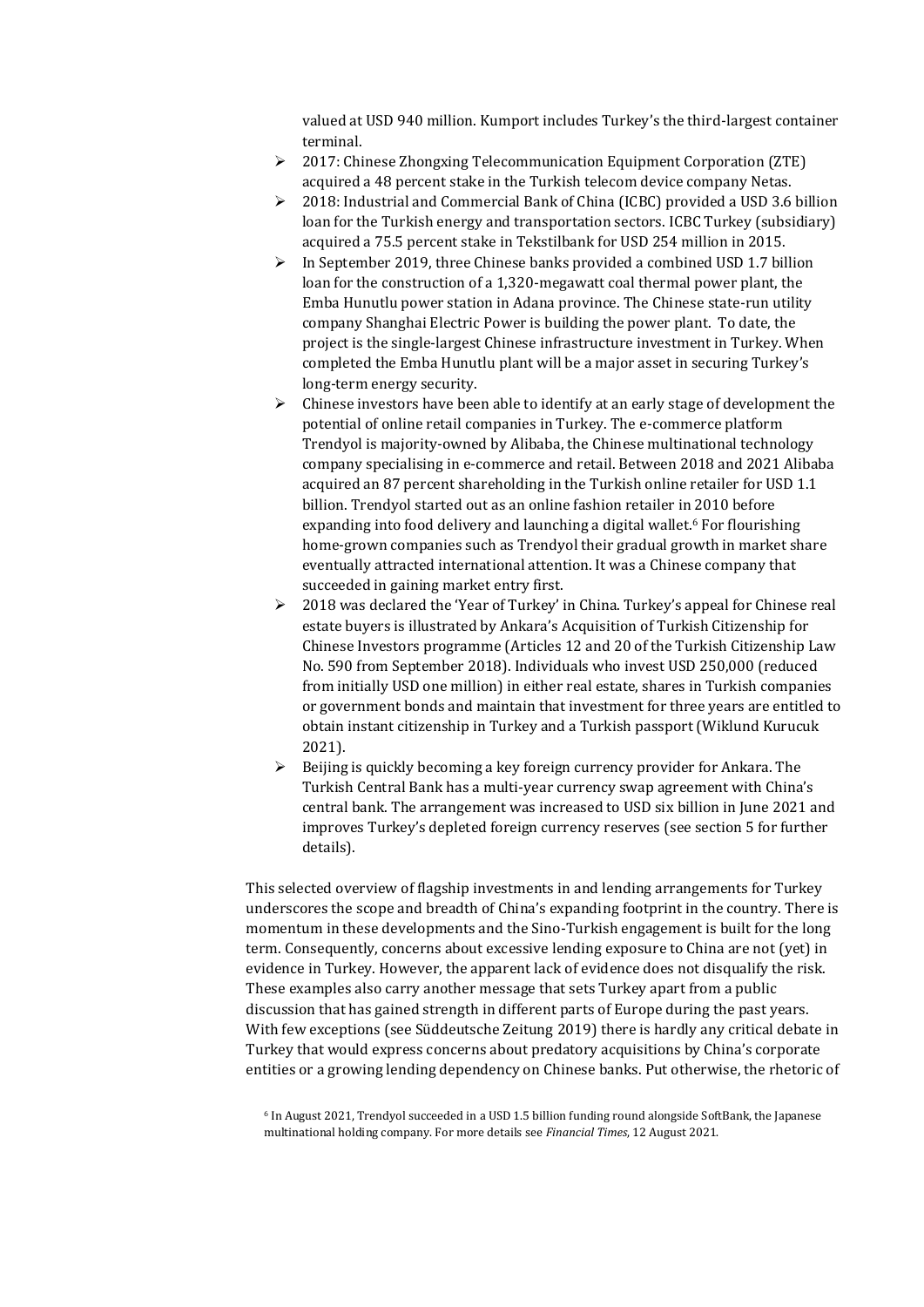valued at USD 940 million. Kumport includes Turkey's the third-largest container terminal.

- 2017: Chinese Zhongxing Telecommunication Equipment Corporation (ZTE) acquired a 48 percent stake in the Turkish telecom device company Netas.
- 2018: Industrial and Commercial Bank of China (ICBC) provided a USD 3.6 billion loan for the Turkish energy and transportation sectors. ICBC Turkey (subsidiary) acquired a 75.5 percent stake in Tekstilbank for USD 254 million in 2015.
- In September 2019, three Chinese banks provided a combined USD 1.7 billion loan for the construction of a 1,320-megawatt coal thermal power plant, the Emba Hunutlu power station in Adana province. The Chinese state-run utility company Shanghai Electric Power is building the power plant. To date, the project is the single-largest Chinese infrastructure investment in Turkey. When completed the Emba Hunutlu plant will be a major asset in securing Turkey's long-term energy security.
- Chinese investors have been able to identify at an early stage of development the potential of online retail companies in Turkey. The e-commerce platform Trendyol is majority-owned by Alibaba, the Chinese multinational technology company specialising in e-commerce and retail. Between 2018 and 2021 Alibaba acquired an 87 percent shareholding in the Turkish online retailer for USD 1.1 billion. Trendyol started out as an online fashion retailer in 2010 before expanding into food delivery and launching a digital wallet.[6] For flourishing home-grown companies such as Trendyol their gradual growth in market share eventually attracted international attention. It was a Chinese company that succeeded in gaining market entry first.
- 2018 was declared the 'Year of Turkey' in China. Turkey's appeal for Chinese real estate buyers is illustrated by Ankara's Acquisition of Turkish Citizenship for Chinese Investors programme (Articles 12 and 20 of the Turkish Citizenship Law No. 590 from September 2018). Individuals who invest USD 250,000 (reduced from initially USD one million) in either real estate, shares in Turkish companies or government bonds and maintain that investment for three years are entitled to obtain instant citizenship in Turkey and a Turkish passport (Wiklund Kurucuk 2021).
- Beijing is quickly becoming a key foreign currency provider for Ankara. The Turkish Central Bank has a multi-year currency swap agreement with China's central bank. The arrangement was increased to USD six billion in June 2021 and improves Turkey's depleted foreign currency reserves (see section 5 for further details).

This selected overview of flagship investments in and lending arrangements for Turkey underscores the scope and breadth of China's expanding footprint in the country. There is momentum in these developments and the Sino-Turkish engagement is built for the long term. Consequently, concerns about excessive lending exposure to China are not (yet) in evidence in Turkey. However, the apparent lack of evidence does not disqualify the risk. These examples also carry another message that sets Turkey apart from a public discussion that has gained strength in different parts of Europe during the past years. With few exceptions (see Süddeutsche Zeitung 2019) there is hardly any critical debate in Turkey that would express concerns about predatory acquisitions by China's corporate entities or a growing lending dependency on Chinese banks. Put otherwise, the rhetoric of

[6] In August 2021, Trendyol succeeded in a USD 1.5 billion funding round alongside SoftBank, the Japanese multinational holding company. For more details see *Financial Times*, 12 August 2021.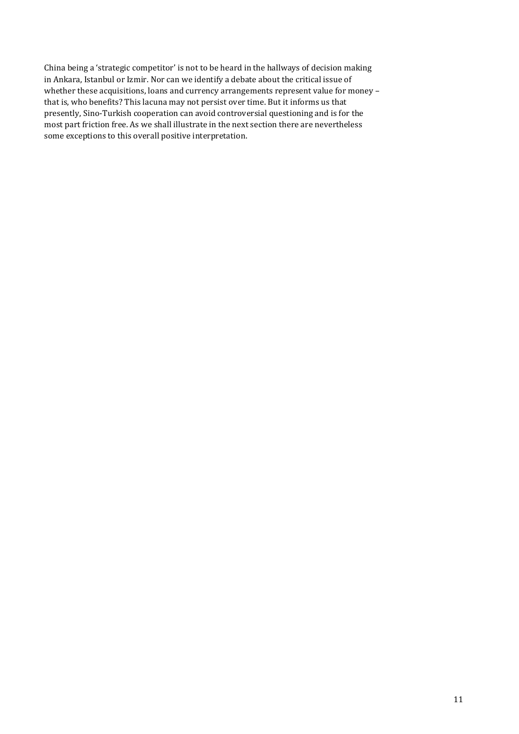China being a 'strategic competitor' is not to be heard in the hallways of decision making in Ankara, Istanbul or Izmir. Nor can we identify a debate about the critical issue of whether these acquisitions, loans and currency arrangements represent value for money – that is, who benefits? This lacuna may not persist over time. But it informs us that presently, Sino-Turkish cooperation can avoid controversial questioning and is for the most part friction free. As we shall illustrate in the next section there are nevertheless some exceptions to this overall positive interpretation.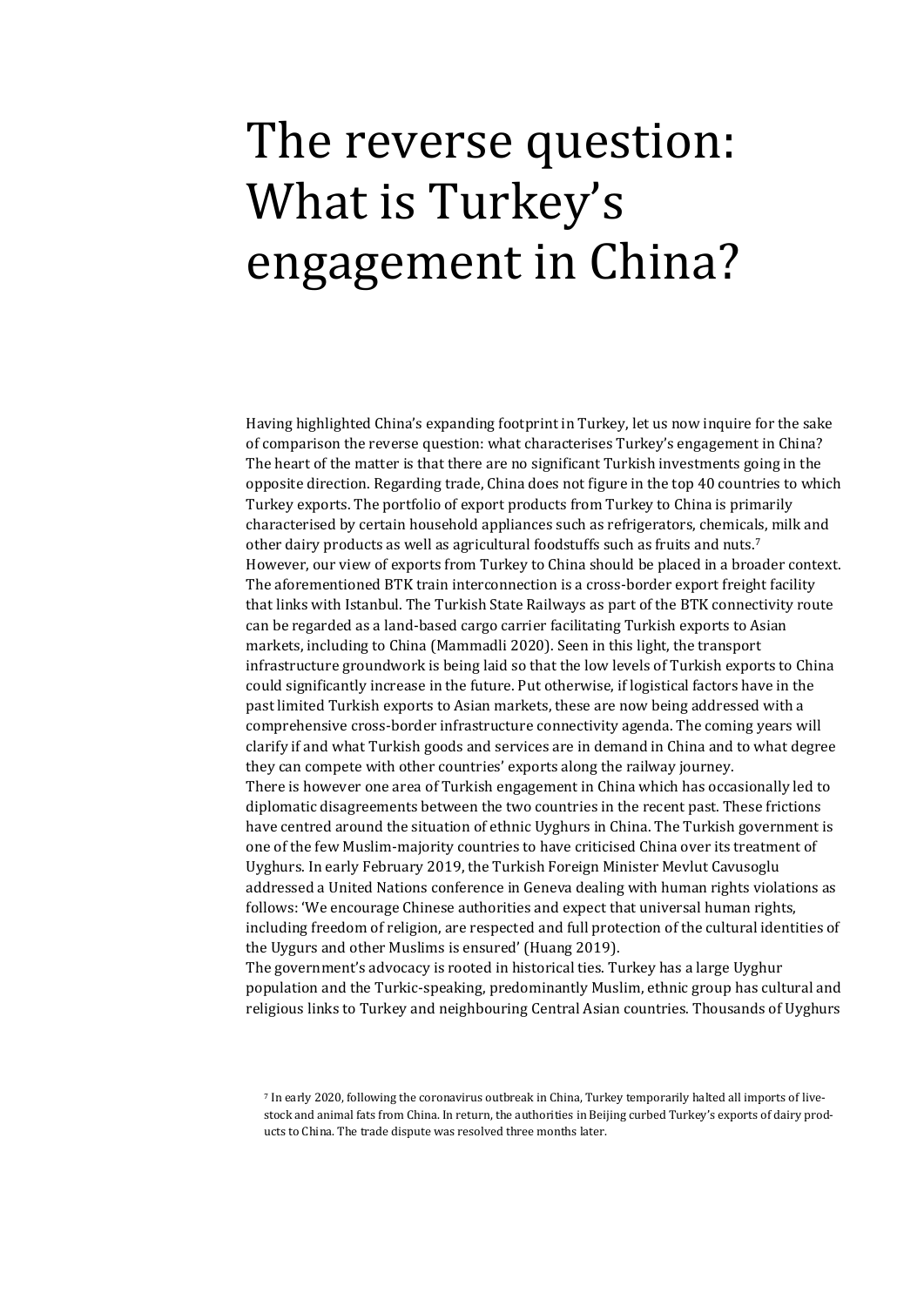# The reverse question: What is Turkey's engagement in China?

Having highlighted China's expanding footprint in Turkey, let us now inquire for the sake of comparison the reverse question: what characterises Turkey's engagement in China? The heart of the matter is that there are no significant Turkish investments going in the opposite direction. Regarding trade, China does not figure in the top 40 countries to which Turkey exports. The portfolio of export products from Turkey to China is primarily characterised by certain household appliances such as refrigerators, chemicals, milk and other dairy products as well as agricultural foodstuffs such as fruits and nuts.[7]

However, our view of exports from Turkey to China should be placed in a broader context. The aforementioned BTK train interconnection is a cross-border export freight facility that links with Istanbul. The Turkish State Railways as part of the BTK connectivity route can be regarded as a land-based cargo carrier facilitating Turkish exports to Asian markets, including to China (Mammadli 2020). Seen in this light, the transport infrastructure groundwork is being laid so that the low levels of Turkish exports to China could significantly increase in the future. Put otherwise, if logistical factors have in the past limited Turkish exports to Asian markets, these are now being addressed with a comprehensive cross-border infrastructure connectivity agenda. The coming years will clarify if and what Turkish goods and services are in demand in China and to what degree they can compete with other countries' exports along the railway journey.

There is however one area of Turkish engagement in China which has occasionally led to diplomatic disagreements between the two countries in the recent past. These frictions have centred around the situation of ethnic Uyghurs in China. The Turkish government is one of the few Muslim-majority countries to have criticised China over its treatment of Uyghurs. In early February 2019, the Turkish Foreign Minister Mevlut Cavusoglu addressed a United Nations conference in Geneva dealing with human rights violations as follows: 'We encourage Chinese authorities and expect that universal human rights, including freedom of religion, are respected and full protection of the cultural identities of the Uygurs and other Muslims is ensured' (Huang 2019).

The government's advocacy is rooted in historical ties. Turkey has a large Uyghur population and the Turkic-speaking, predominantly Muslim, ethnic group has cultural and religious links to Turkey and neighbouring Central Asian countries. Thousands of Uyghurs

[7] In early 2020, following the coronavirus outbreak in China, Turkey temporarily halted all imports of livestock and animal fats from China. In return, the authorities in Beijing curbed Turkey's exports of dairy products to China. The trade dispute was resolved three months later.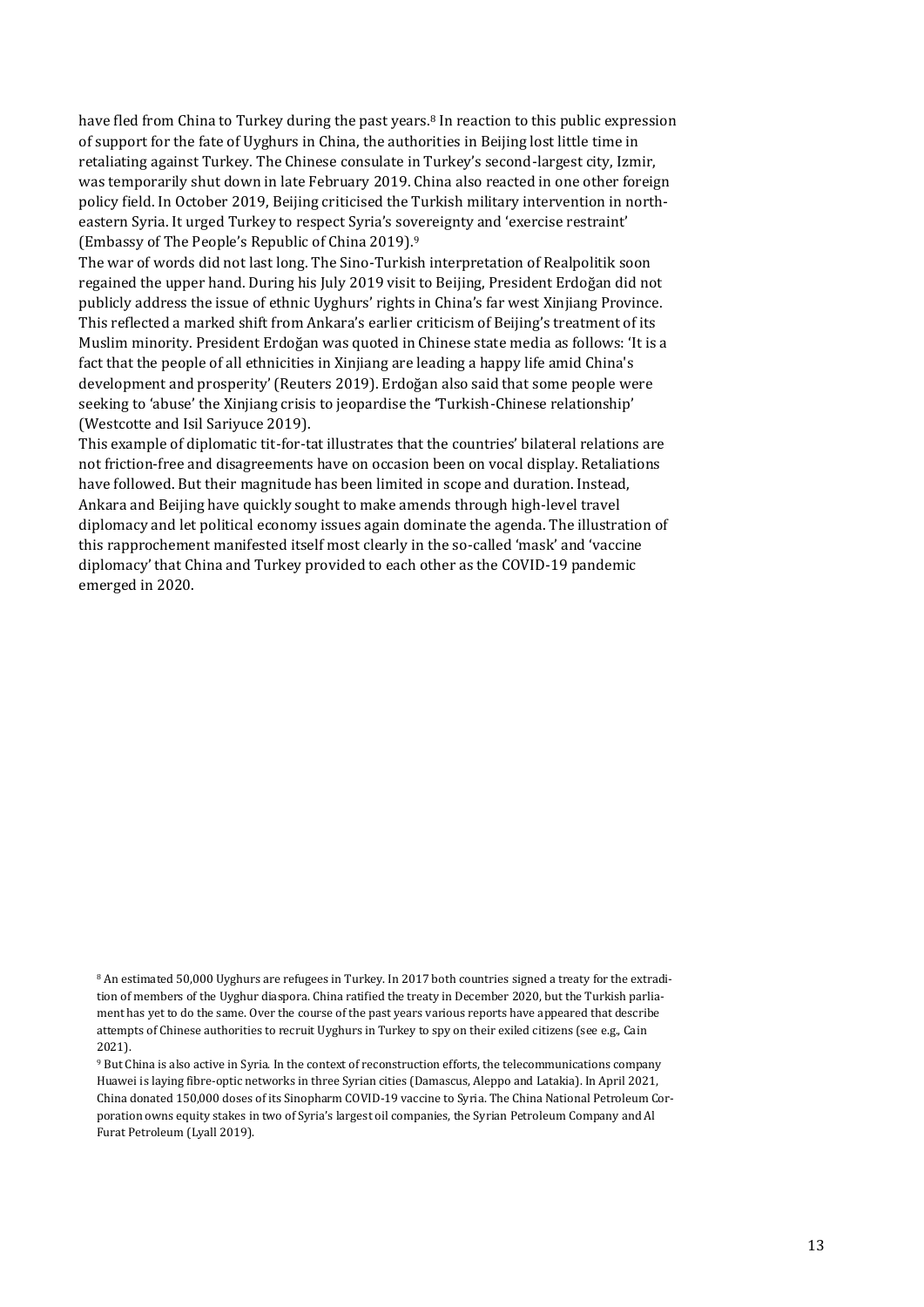have fled from China to Turkey during the past years.[8] In reaction to this public expression of support for the fate of Uyghurs in China, the authorities in Beijing lost little time in retaliating against Turkey. The Chinese consulate in Turkey's second-largest city, Izmir, was temporarily shut down in late February 2019. China also reacted in one other foreign policy field. In October 2019, Beijing criticised the Turkish military intervention in north-eastern Syria. It urged Turkey to respect Syria's sovereignty and 'exercise restraint' (Embassy of The People's Republic of China 2019).[9]

The war of words did not last long. The Sino-Turkish interpretation of Realpolitik soon regained the upper hand. During his July 2019 visit to Beijing, President Erdoğan did not publicly address the issue of ethnic Uyghurs' rights in China's far west Xinjiang Province. This reflected a marked shift from Ankara's earlier criticism of Beijing's treatment of its Muslim minority. President Erdoğan was quoted in Chinese state media as follows: 'It is a fact that the people of all ethnicities in Xinjiang are leading a happy life amid China's development and prosperity' (Reuters 2019). Erdoğan also said that some people were seeking to 'abuse' the Xinjiang crisis to jeopardise the 'Turkish-Chinese relationship' (Westcotte and Isil Sariyuce 2019).

This example of diplomatic tit-for-tat illustrates that the countries' bilateral relations are not friction-free and disagreements have on occasion been on vocal display. Retaliations have followed. But their magnitude has been limited in scope and duration. Instead, Ankara and Beijing have quickly sought to make amends through high-level travel diplomacy and let political economy issues again dominate the agenda. The illustration of this rapprochement manifested itself most clearly in the so-called 'mask' and 'vaccine diplomacy' that China and Turkey provided to each other as the COVID-19 pandemic emerged in 2020.

[8] An estimated 50,000 Uyghurs are refugees in Turkey. In 2017 both countries signed a treaty for the extradition of members of the Uyghur diaspora. China ratified the treaty in December 2020, but the Turkish parliament has yet to do the same. Over the course of the past years various reports have appeared that describe attempts of Chinese authorities to recruit Uyghurs in Turkey to spy on their exiled citizens (see e.g., Cain 2021).

[9] But China is also active in Syria. In the context of reconstruction efforts, the telecommunications company Huawei is laying fibre-optic networks in three Syrian cities (Damascus, Aleppo and Latakia). In April 2021, China donated 150,000 doses of its Sinopharm COVID-19 vaccine to Syria. The China National Petroleum Corporation owns equity stakes in two of Syria's largest oil companies, the Syrian Petroleum Company and Al Furat Petroleum (Lyall 2019).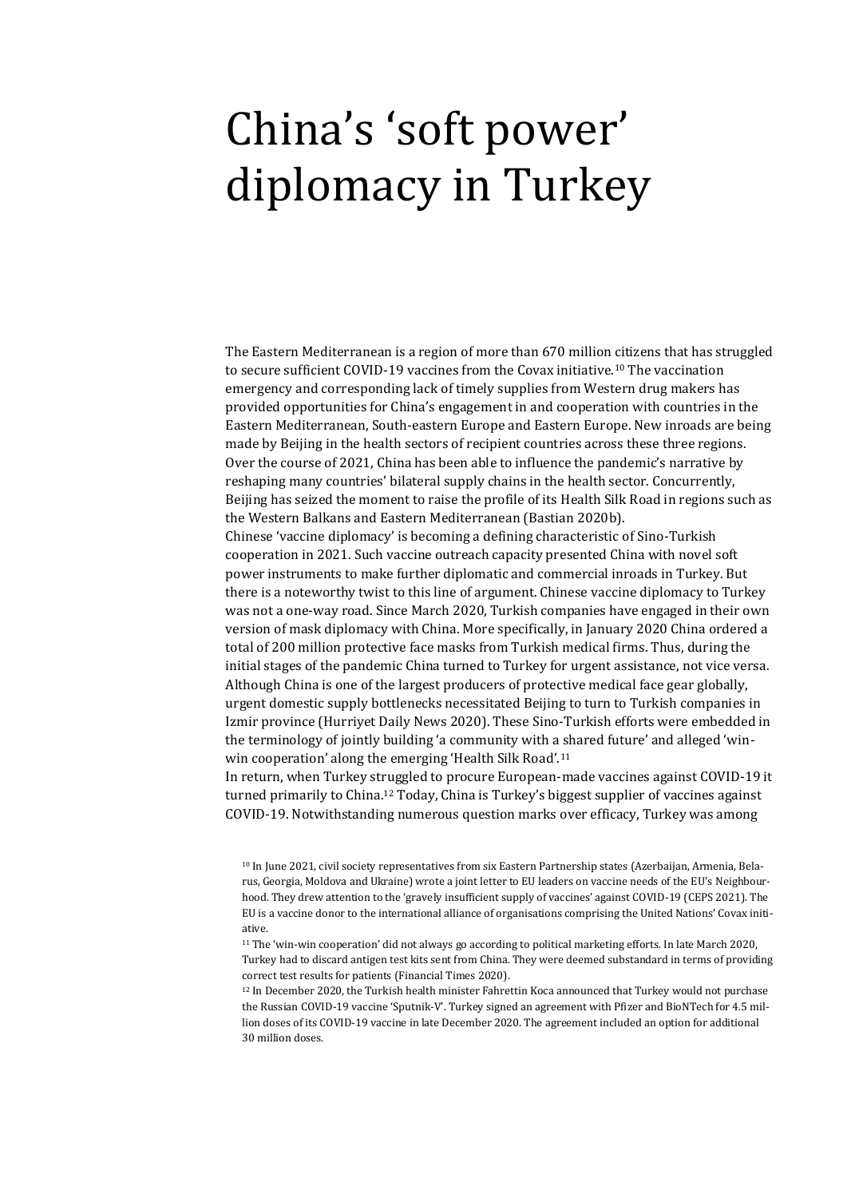# China's 'soft power' diplomacy in Turkey

The Eastern Mediterranean is a region of more than 670 million citizens that has struggled to secure sufficient COVID-19 vaccines from the Covax initiative.[10] The vaccination emergency and corresponding lack of timely supplies from Western drug makers has provided opportunities for China's engagement in and cooperation with countries in the Eastern Mediterranean, South-eastern Europe and Eastern Europe. New inroads are being made by Beijing in the health sectors of recipient countries across these three regions. Over the course of 2021, China has been able to influence the pandemic's narrative by reshaping many countries' bilateral supply chains in the health sector. Concurrently, Beijing has seized the moment to raise the profile of its Health Silk Road in regions such as the Western Balkans and Eastern Mediterranean (Bastian 2020b).

Chinese 'vaccine diplomacy' is becoming a defining characteristic of Sino-Turkish cooperation in 2021. Such vaccine outreach capacity presented China with novel soft power instruments to make further diplomatic and commercial inroads in Turkey. But there is a noteworthy twist to this line of argument. Chinese vaccine diplomacy to Turkey was not a one-way road. Since March 2020, Turkish companies have engaged in their own version of mask diplomacy with China. More specifically, in January 2020 China ordered a total of 200 million protective face masks from Turkish medical firms. Thus, during the initial stages of the pandemic China turned to Turkey for urgent assistance, not vice versa. Although China is one of the largest producers of protective medical face gear globally, urgent domestic supply bottlenecks necessitated Beijing to turn to Turkish companies in Izmir province (Hurriyet Daily News 2020). These Sino-Turkish efforts were embedded in the terminology of jointly building 'a community with a shared future' and alleged 'win-win cooperation' along the emerging 'Health Silk Road'.[11]

In return, when Turkey struggled to procure European-made vaccines against COVID-19 it turned primarily to China.[12] Today, China is Turkey's biggest supplier of vaccines against COVID-19. Notwithstanding numerous question marks over efficacy, Turkey was among

[10] In June 2021, civil society representatives from six Eastern Partnership states (Azerbaijan, Armenia, Belarus, Georgia, Moldova and Ukraine) wrote a joint letter to EU leaders on vaccine needs of the EU's Neighbourhood. They drew attention to the 'gravely insufficient supply of vaccines' against COVID-19 (CEPS 2021). The EU is a vaccine donor to the international alliance of organisations comprising the United Nations' Covax initiative.

[11] The 'win-win cooperation' did not always go according to political marketing efforts. In late March 2020, Turkey had to discard antigen test kits sent from China. They were deemed substandard in terms of providing correct test results for patients (Financial Times 2020).

[12] In December 2020, the Turkish health minister Fahrettin Koca announced that Turkey would not purchase the Russian COVID-19 vaccine 'Sputnik-V'. Turkey signed an agreement with Pfizer and BioNTech for 4.5 million doses of its COVID-19 vaccine in late December 2020. The agreement included an option for additional 30 million doses.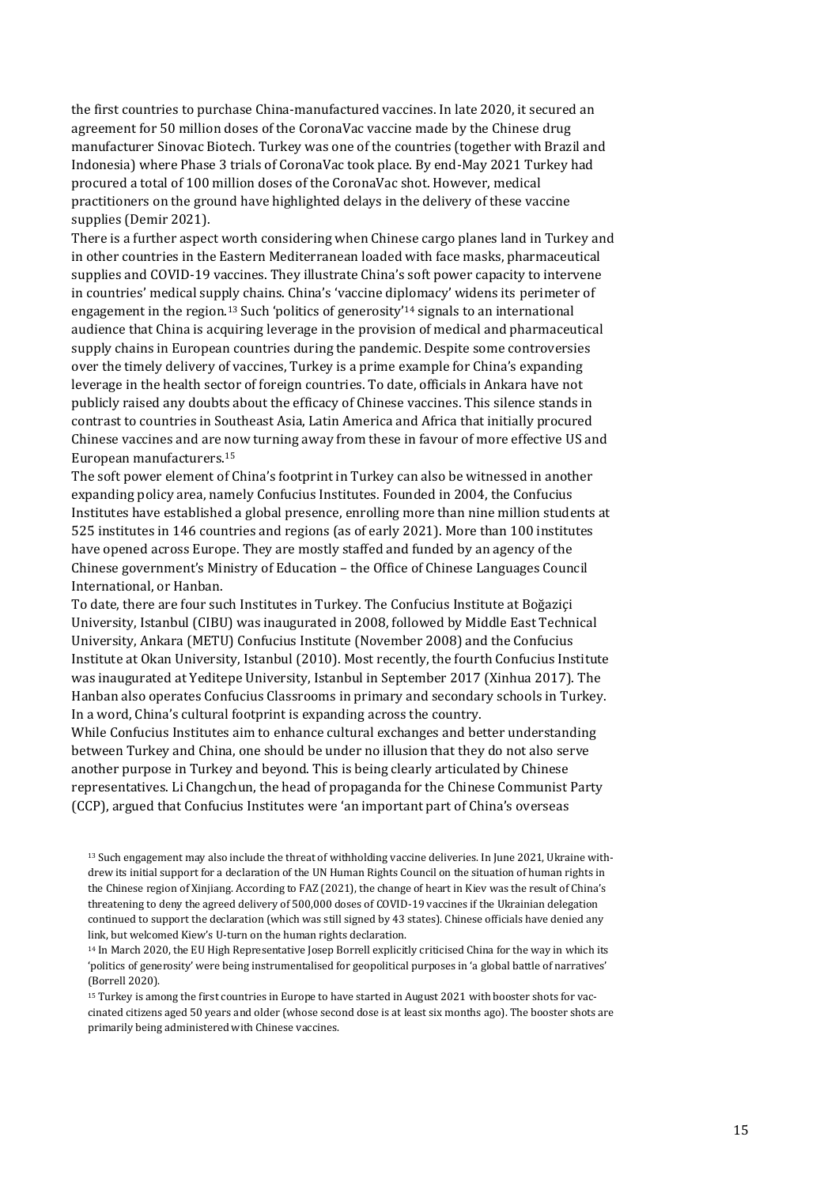the first countries to purchase China-manufactured vaccines. In late 2020, it secured an agreement for 50 million doses of the CoronaVac vaccine made by the Chinese drug manufacturer Sinovac Biotech. Turkey was one of the countries (together with Brazil and Indonesia) where Phase 3 trials of CoronaVac took place. By end-May 2021 Turkey had procured a total of 100 million doses of the CoronaVac shot. However, medical practitioners on the ground have highlighted delays in the delivery of these vaccine supplies (Demir 2021).

There is a further aspect worth considering when Chinese cargo planes land in Turkey and in other countries in the Eastern Mediterranean loaded with face masks, pharmaceutical supplies and COVID-19 vaccines. They illustrate China's soft power capacity to intervene in countries' medical supply chains. China's 'vaccine diplomacy' widens its perimeter of engagement in the region.[13] Such 'politics of generosity'[14] signals to an international audience that China is acquiring leverage in the provision of medical and pharmaceutical supply chains in European countries during the pandemic. Despite some controversies over the timely delivery of vaccines, Turkey is a prime example for China's expanding leverage in the health sector of foreign countries. To date, officials in Ankara have not publicly raised any doubts about the efficacy of Chinese vaccines. This silence stands in contrast to countries in Southeast Asia, Latin America and Africa that initially procured Chinese vaccines and are now turning away from these in favour of more effective US and European manufacturers.[15]

The soft power element of China's footprint in Turkey can also be witnessed in another expanding policy area, namely Confucius Institutes. Founded in 2004, the Confucius Institutes have established a global presence, enrolling more than nine million students at 525 institutes in 146 countries and regions (as of early 2021). More than 100 institutes have opened across Europe. They are mostly staffed and funded by an agency of the Chinese government's Ministry of Education – the Office of Chinese Languages Council International, or Hanban.

To date, there are four such Institutes in Turkey. The Confucius Institute at Boğaziçi University, Istanbul (CIBU) was inaugurated in 2008, followed by Middle East Technical University, Ankara (METU) Confucius Institute (November 2008) and the Confucius Institute at Okan University, Istanbul (2010). Most recently, the fourth Confucius Institute was inaugurated at Yeditepe University, Istanbul in September 2017 (Xinhua 2017). The Hanban also operates Confucius Classrooms in primary and secondary schools in Turkey. In a word, China's cultural footprint is expanding across the country.

While Confucius Institutes aim to enhance cultural exchanges and better understanding between Turkey and China, one should be under no illusion that they do not also serve another purpose in Turkey and beyond. This is being clearly articulated by Chinese representatives. Li Changchun, the head of propaganda for the Chinese Communist Party (CCP), argued that Confucius Institutes were 'an important part of China's overseas

[13] Such engagement may also include the threat of withholding vaccine deliveries. In June 2021, Ukraine withdrew its initial support for a declaration of the UN Human Rights Council on the situation of human rights in the Chinese region of Xinjiang. According to FAZ (2021), the change of heart in Kiev was the result of China's threatening to deny the agreed delivery of 500,000 doses of COVID-19 vaccines if the Ukrainian delegation continued to support the declaration (which was still signed by 43 states). Chinese officials have denied any link, but welcomed Kiew's U-turn on the human rights declaration.

[14] In March 2020, the EU High Representative Josep Borrell explicitly criticised China for the way in which its 'politics of generosity' were being instrumentalised for geopolitical purposes in 'a global battle of narratives' (Borrell 2020).

[15] Turkey is among the first countries in Europe to have started in August 2021 with booster shots for vaccinated citizens aged 50 years and older (whose second dose is at least six months ago). The booster shots are primarily being administered with Chinese vaccines.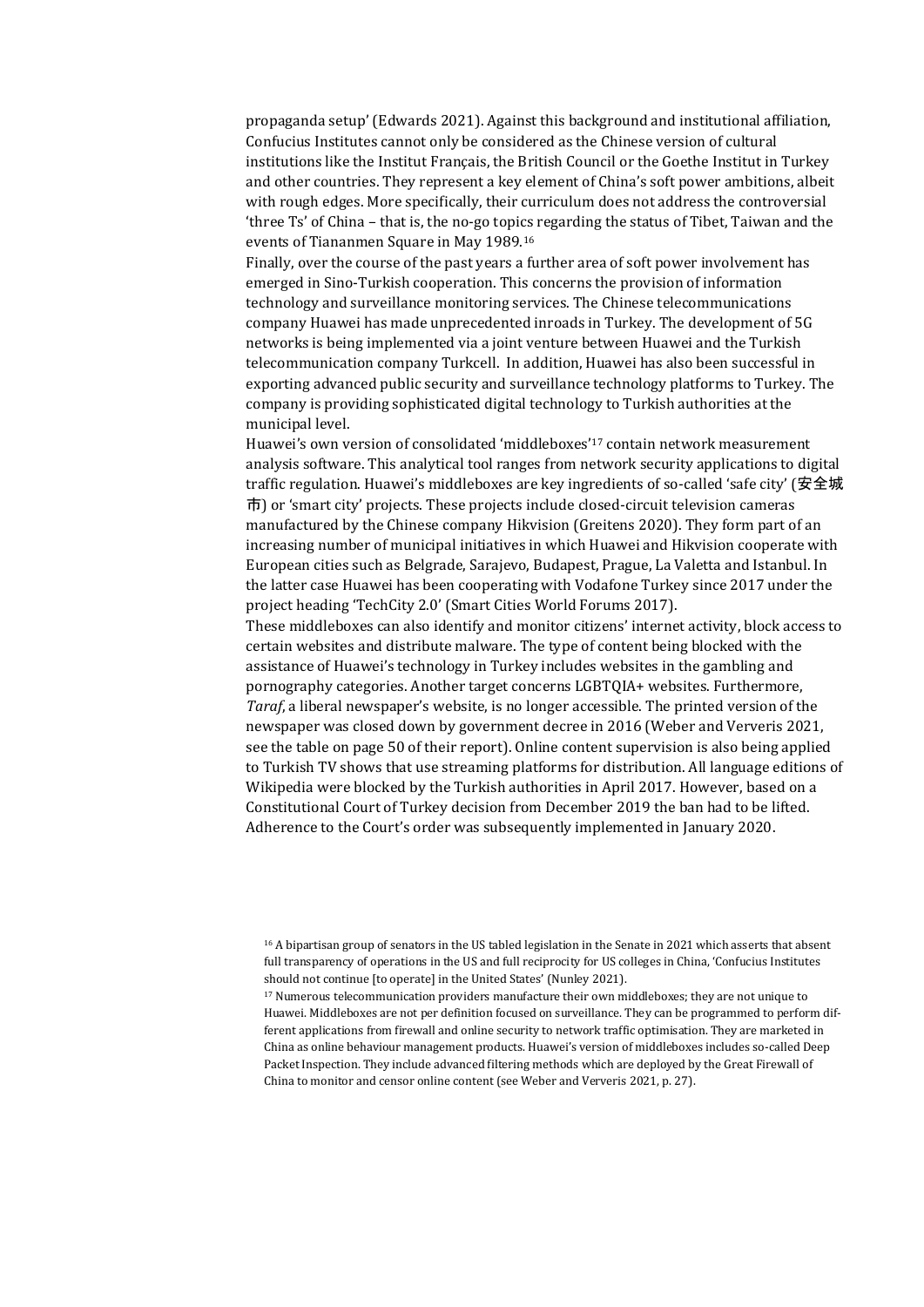propaganda setup' (Edwards 2021). Against this background and institutional affiliation, Confucius Institutes cannot only be considered as the Chinese version of cultural institutions like the Institut Français, the British Council or the Goethe Institut in Turkey and other countries. They represent a key element of China's soft power ambitions, albeit with rough edges. More specifically, their curriculum does not address the controversial 'three Ts' of China – that is, the no-go topics regarding the status of Tibet, Taiwan and the events of Tiananmen Square in May 1989.[16]

Finally, over the course of the past years a further area of soft power involvement has emerged in Sino-Turkish cooperation. This concerns the provision of information technology and surveillance monitoring services. The Chinese telecommunications company Huawei has made unprecedented inroads in Turkey. The development of 5G networks is being implemented via a joint venture between Huawei and the Turkish telecommunication company Turkcell. In addition, Huawei has also been successful in exporting advanced public security and surveillance technology platforms to Turkey. The company is providing sophisticated digital technology to Turkish authorities at the municipal level.

Huawei's own version of consolidated 'middleboxes'[17] contain network measurement analysis software. This analytical tool ranges from network security applications to digital traffic regulation. Huawei's middleboxes are key ingredients of so-called 'safe city' (安全城市) or 'smart city' projects. These projects include closed-circuit television cameras manufactured by the Chinese company Hikvision (Greitens 2020). They form part of an increasing number of municipal initiatives in which Huawei and Hikvision cooperate with European cities such as Belgrade, Sarajevo, Budapest, Prague, La Valetta and Istanbul. In the latter case Huawei has been cooperating with Vodafone Turkey since 2017 under the project heading 'TechCity 2.0' (Smart Cities World Forums 2017).

These middleboxes can also identify and monitor citizens' internet activity, block access to certain websites and distribute malware. The type of content being blocked with the assistance of Huawei's technology in Turkey includes websites in the gambling and pornography categories. Another target concerns LGBTQIA+ websites. Furthermore, *Taraf*, a liberal newspaper's website, is no longer accessible. The printed version of the newspaper was closed down by government decree in 2016 (Weber and Ververis 2021, see the table on page 50 of their report). Online content supervision is also being applied to Turkish TV shows that use streaming platforms for distribution. All language editions of Wikipedia were blocked by the Turkish authorities in April 2017. However, based on a Constitutional Court of Turkey decision from December 2019 the ban had to be lifted. Adherence to the Court's order was subsequently implemented in January 2020.

---

[16] A bipartisan group of senators in the US tabled legislation in the Senate in 2021 which asserts that absent full transparency of operations in the US and full reciprocity for US colleges in China, 'Confucius Institutes should not continue [to operate] in the United States' (Nunley 2021).

[17] Numerous telecommunication providers manufacture their own middleboxes; they are not unique to Huawei. Middleboxes are not per definition focused on surveillance. They can be programmed to perform different applications from firewall and online security to network traffic optimisation. They are marketed in China as online behaviour management products. Huawei's version of middleboxes includes so-called Deep Packet Inspection. They include advanced filtering methods which are deployed by the Great Firewall of China to monitor and censor online content (see Weber and Ververis 2021, p. 27).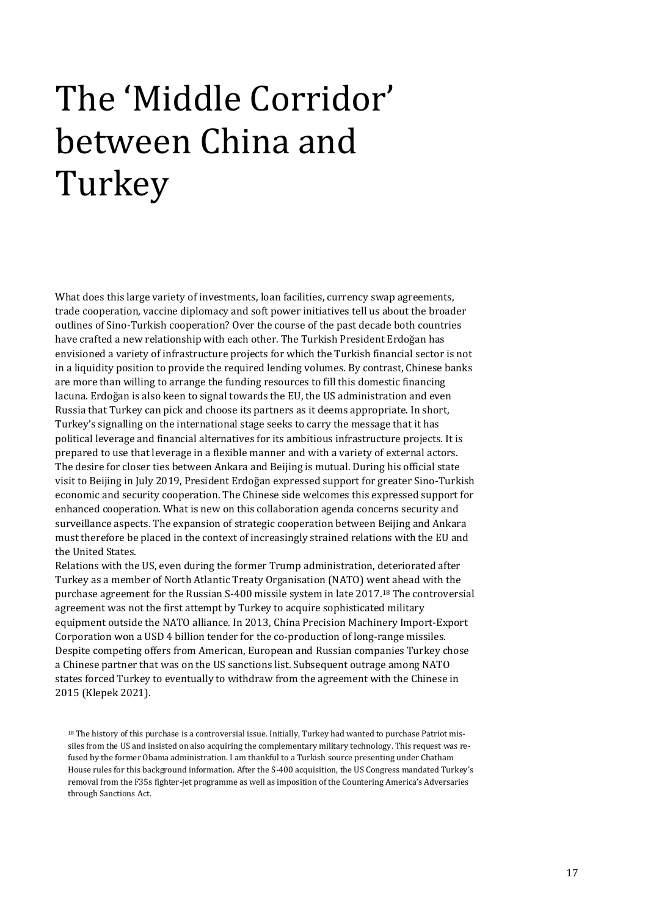# The 'Middle Corridor' between China and Turkey

What does this large variety of investments, loan facilities, currency swap agreements, trade cooperation, vaccine diplomacy and soft power initiatives tell us about the broader outlines of Sino-Turkish cooperation? Over the course of the past decade both countries have crafted a new relationship with each other. The Turkish President Erdoğan has envisioned a variety of infrastructure projects for which the Turkish financial sector is not in a liquidity position to provide the required lending volumes. By contrast, Chinese banks are more than willing to arrange the funding resources to fill this domestic financing lacuna. Erdoğan is also keen to signal towards the EU, the US administration and even Russia that Turkey can pick and choose its partners as it deems appropriate. In short, Turkey's signalling on the international stage seeks to carry the message that it has political leverage and financial alternatives for its ambitious infrastructure projects. It is prepared to use that leverage in a flexible manner and with a variety of external actors. The desire for closer ties between Ankara and Beijing is mutual. During his official state visit to Beijing in July 2019, President Erdoğan expressed support for greater Sino-Turkish economic and security cooperation. The Chinese side welcomes this expressed support for enhanced cooperation. What is new on this collaboration agenda concerns security and surveillance aspects. The expansion of strategic cooperation between Beijing and Ankara must therefore be placed in the context of increasingly strained relations with the EU and the United States.

Relations with the US, even during the former Trump administration, deteriorated after Turkey as a member of North Atlantic Treaty Organisation (NATO) went ahead with the purchase agreement for the Russian S-400 missile system in late 2017.[18] The controversial agreement was not the first attempt by Turkey to acquire sophisticated military equipment outside the NATO alliance. In 2013, China Precision Machinery Import-Export Corporation won a USD 4 billion tender for the co-production of long-range missiles. Despite competing offers from American, European and Russian companies Turkey chose a Chinese partner that was on the US sanctions list. Subsequent outrage among NATO states forced Turkey to eventually to withdraw from the agreement with the Chinese in 2015 (Klepek 2021).

[18] The history of this purchase is a controversial issue. Initially, Turkey had wanted to purchase Patriot missiles from the US and insisted on also acquiring the complementary military technology. This request was refused by the former Obama administration. I am thankful to a Turkish source presenting under Chatham House rules for this background information. After the S-400 acquisition, the US Congress mandated Turkey's removal from the F35s fighter-jet programme as well as imposition of the Countering America's Adversaries through Sanctions Act.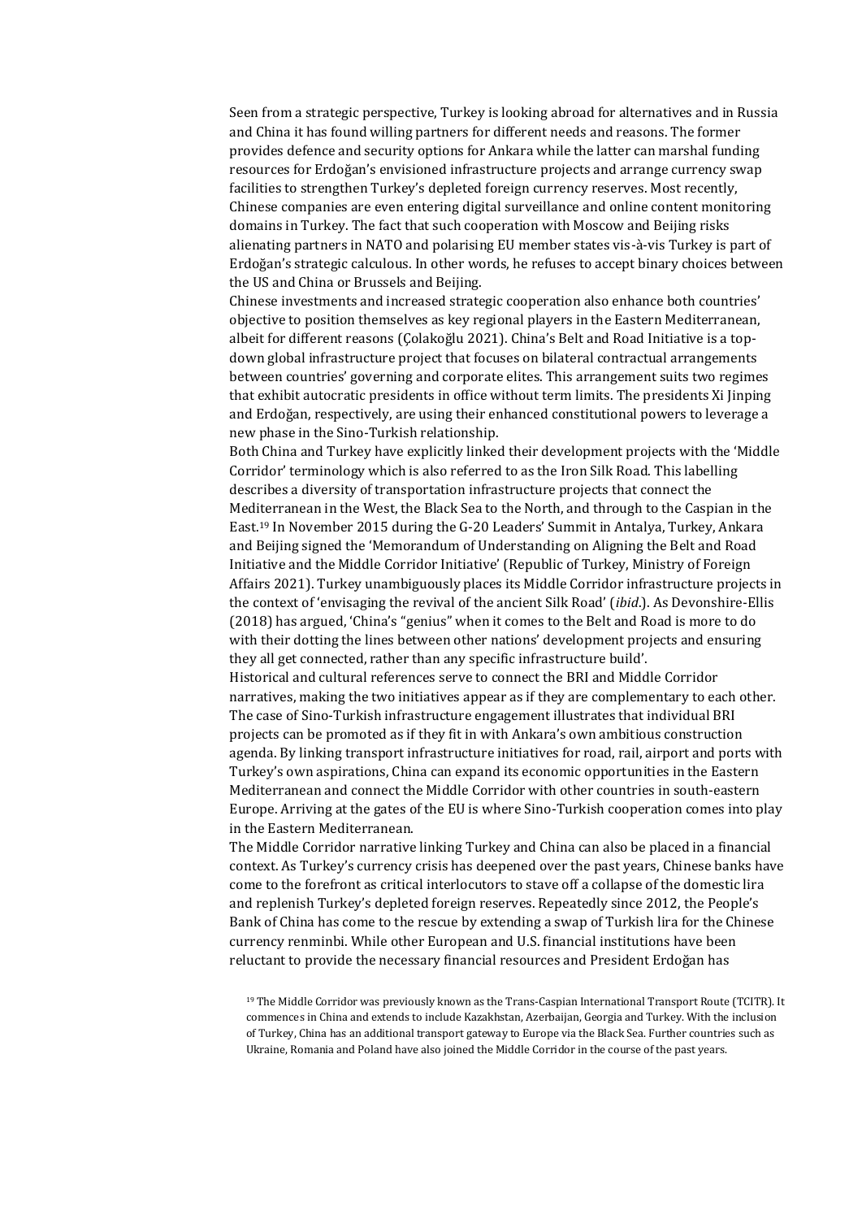Seen from a strategic perspective, Turkey is looking abroad for alternatives and in Russia and China it has found willing partners for different needs and reasons. The former provides defence and security options for Ankara while the latter can marshal funding resources for Erdoğan's envisioned infrastructure projects and arrange currency swap facilities to strengthen Turkey's depleted foreign currency reserves. Most recently, Chinese companies are even entering digital surveillance and online content monitoring domains in Turkey. The fact that such cooperation with Moscow and Beijing risks alienating partners in NATO and polarising EU member states vis-à-vis Turkey is part of Erdoğan's strategic calculous. In other words, he refuses to accept binary choices between the US and China or Brussels and Beijing.

Chinese investments and increased strategic cooperation also enhance both countries' objective to position themselves as key regional players in the Eastern Mediterranean, albeit for different reasons (Çolakoğlu 2021). China's Belt and Road Initiative is a top-down global infrastructure project that focuses on bilateral contractual arrangements between countries' governing and corporate elites. This arrangement suits two regimes that exhibit autocratic presidents in office without term limits. The presidents Xi Jinping and Erdoğan, respectively, are using their enhanced constitutional powers to leverage a new phase in the Sino-Turkish relationship.

Both China and Turkey have explicitly linked their development projects with the 'Middle Corridor' terminology which is also referred to as the Iron Silk Road. This labelling describes a diversity of transportation infrastructure projects that connect the Mediterranean in the West, the Black Sea to the North, and through to the Caspian in the East.[19] In November 2015 during the G-20 Leaders' Summit in Antalya, Turkey, Ankara and Beijing signed the 'Memorandum of Understanding on Aligning the Belt and Road Initiative and the Middle Corridor Initiative' (Republic of Turkey, Ministry of Foreign Affairs 2021). Turkey unambiguously places its Middle Corridor infrastructure projects in the context of 'envisaging the revival of the ancient Silk Road' (*ibid*.). As Devonshire-Ellis (2018) has argued, 'China's "genius" when it comes to the Belt and Road is more to do with their dotting the lines between other nations' development projects and ensuring they all get connected, rather than any specific infrastructure build'.

Historical and cultural references serve to connect the BRI and Middle Corridor narratives, making the two initiatives appear as if they are complementary to each other. The case of Sino-Turkish infrastructure engagement illustrates that individual BRI projects can be promoted as if they fit in with Ankara's own ambitious construction agenda. By linking transport infrastructure initiatives for road, rail, airport and ports with Turkey's own aspirations, China can expand its economic opportunities in the Eastern Mediterranean and connect the Middle Corridor with other countries in south-eastern Europe. Arriving at the gates of the EU is where Sino-Turkish cooperation comes into play in the Eastern Mediterranean.

The Middle Corridor narrative linking Turkey and China can also be placed in a financial context. As Turkey's currency crisis has deepened over the past years, Chinese banks have come to the forefront as critical interlocutors to stave off a collapse of the domestic lira and replenish Turkey's depleted foreign reserves. Repeatedly since 2012, the People's Bank of China has come to the rescue by extending a swap of Turkish lira for the Chinese currency renminbi. While other European and U.S. financial institutions have been reluctant to provide the necessary financial resources and President Erdoğan has

[19] The Middle Corridor was previously known as the Trans-Caspian International Transport Route (TCITR). It commences in China and extends to include Kazakhstan, Azerbaijan, Georgia and Turkey. With the inclusion of Turkey, China has an additional transport gateway to Europe via the Black Sea. Further countries such as Ukraine, Romania and Poland have also joined the Middle Corridor in the course of the past years.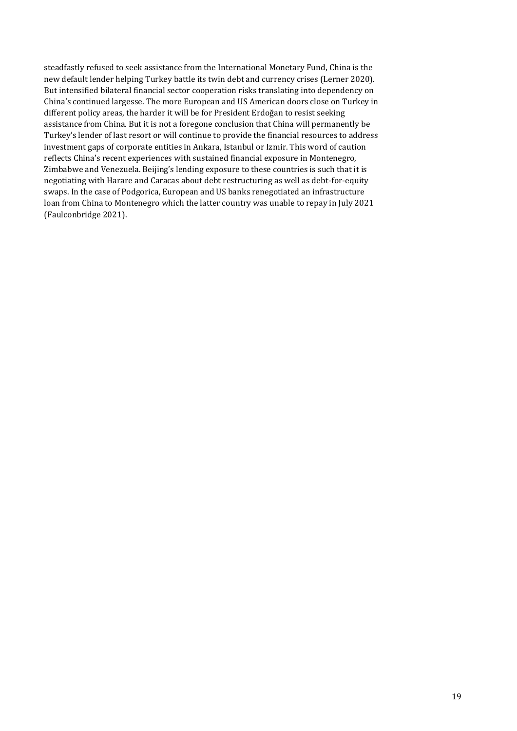steadfastly refused to seek assistance from the International Monetary Fund, China is the new default lender helping Turkey battle its twin debt and currency crises (Lerner 2020). But intensified bilateral financial sector cooperation risks translating into dependency on China's continued largesse. The more European and US American doors close on Turkey in different policy areas, the harder it will be for President Erdoğan to resist seeking assistance from China. But it is not a foregone conclusion that China will permanently be Turkey's lender of last resort or will continue to provide the financial resources to address investment gaps of corporate entities in Ankara, Istanbul or Izmir. This word of caution reflects China's recent experiences with sustained financial exposure in Montenegro, Zimbabwe and Venezuela. Beijing's lending exposure to these countries is such that it is negotiating with Harare and Caracas about debt restructuring as well as debt-for-equity swaps. In the case of Podgorica, European and US banks renegotiated an infrastructure loan from China to Montenegro which the latter country was unable to repay in July 2021 (Faulconbridge 2021).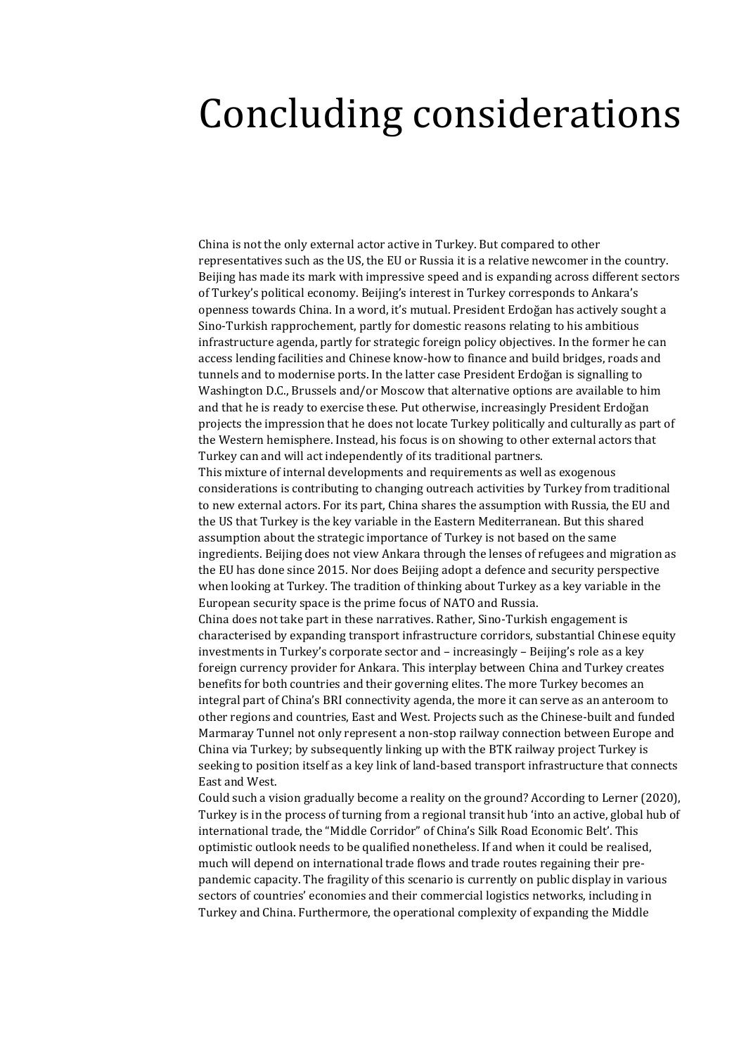# Concluding considerations

China is not the only external actor active in Turkey. But compared to other representatives such as the US, the EU or Russia it is a relative newcomer in the country. Beijing has made its mark with impressive speed and is expanding across different sectors of Turkey's political economy. Beijing's interest in Turkey corresponds to Ankara's openness towards China. In a word, it's mutual. President Erdoğan has actively sought a Sino-Turkish rapprochement, partly for domestic reasons relating to his ambitious infrastructure agenda, partly for strategic foreign policy objectives. In the former he can access lending facilities and Chinese know-how to finance and build bridges, roads and tunnels and to modernise ports. In the latter case President Erdoğan is signalling to Washington D.C., Brussels and/or Moscow that alternative options are available to him and that he is ready to exercise these. Put otherwise, increasingly President Erdoğan projects the impression that he does not locate Turkey politically and culturally as part of the Western hemisphere. Instead, his focus is on showing to other external actors that Turkey can and will act independently of its traditional partners.

This mixture of internal developments and requirements as well as exogenous considerations is contributing to changing outreach activities by Turkey from traditional to new external actors. For its part, China shares the assumption with Russia, the EU and the US that Turkey is the key variable in the Eastern Mediterranean. But this shared assumption about the strategic importance of Turkey is not based on the same ingredients. Beijing does not view Ankara through the lenses of refugees and migration as the EU has done since 2015. Nor does Beijing adopt a defence and security perspective when looking at Turkey. The tradition of thinking about Turkey as a key variable in the European security space is the prime focus of NATO and Russia.

China does not take part in these narratives. Rather, Sino-Turkish engagement is characterised by expanding transport infrastructure corridors, substantial Chinese equity investments in Turkey's corporate sector and – increasingly – Beijing's role as a key foreign currency provider for Ankara. This interplay between China and Turkey creates benefits for both countries and their governing elites. The more Turkey becomes an integral part of China's BRI connectivity agenda, the more it can serve as an anteroom to other regions and countries, East and West. Projects such as the Chinese-built and funded Marmaray Tunnel not only represent a non-stop railway connection between Europe and China via Turkey; by subsequently linking up with the BTK railway project Turkey is seeking to position itself as a key link of land-based transport infrastructure that connects East and West.

Could such a vision gradually become a reality on the ground? According to Lerner (2020), Turkey is in the process of turning from a regional transit hub 'into an active, global hub of international trade, the "Middle Corridor" of China's Silk Road Economic Belt'. This optimistic outlook needs to be qualified nonetheless. If and when it could be realised, much will depend on international trade flows and trade routes regaining their pre-pandemic capacity. The fragility of this scenario is currently on public display in various sectors of countries' economies and their commercial logistics networks, including in Turkey and China. Furthermore, the operational complexity of expanding the Middle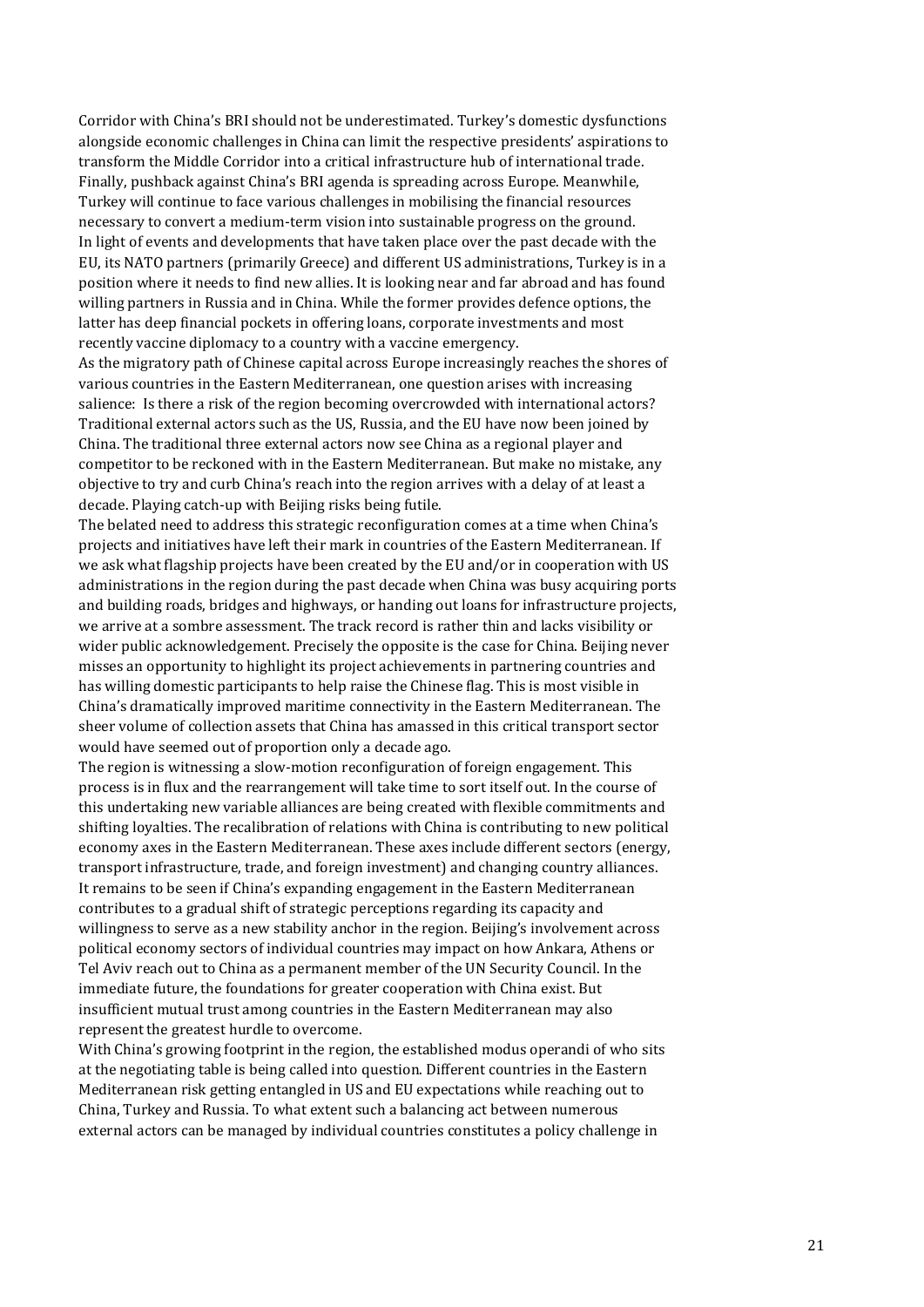Corridor with China's BRI should not be underestimated. Turkey's domestic dysfunctions alongside economic challenges in China can limit the respective presidents' aspirations to transform the Middle Corridor into a critical infrastructure hub of international trade. Finally, pushback against China's BRI agenda is spreading across Europe. Meanwhile, Turkey will continue to face various challenges in mobilising the financial resources necessary to convert a medium-term vision into sustainable progress on the ground.

In light of events and developments that have taken place over the past decade with the EU, its NATO partners (primarily Greece) and different US administrations, Turkey is in a position where it needs to find new allies. It is looking near and far abroad and has found willing partners in Russia and in China. While the former provides defence options, the latter has deep financial pockets in offering loans, corporate investments and most recently vaccine diplomacy to a country with a vaccine emergency.

As the migratory path of Chinese capital across Europe increasingly reaches the shores of various countries in the Eastern Mediterranean, one question arises with increasing salience: Is there a risk of the region becoming overcrowded with international actors? Traditional external actors such as the US, Russia, and the EU have now been joined by China. The traditional three external actors now see China as a regional player and competitor to be reckoned with in the Eastern Mediterranean. But make no mistake, any objective to try and curb China's reach into the region arrives with a delay of at least a decade. Playing catch-up with Beijing risks being futile.

The belated need to address this strategic reconfiguration comes at a time when China's projects and initiatives have left their mark in countries of the Eastern Mediterranean. If we ask what flagship projects have been created by the EU and/or in cooperation with US administrations in the region during the past decade when China was busy acquiring ports and building roads, bridges and highways, or handing out loans for infrastructure projects, we arrive at a sombre assessment. The track record is rather thin and lacks visibility or wider public acknowledgement. Precisely the opposite is the case for China. Beijing never misses an opportunity to highlight its project achievements in partnering countries and has willing domestic participants to help raise the Chinese flag. This is most visible in China's dramatically improved maritime connectivity in the Eastern Mediterranean. The sheer volume of collection assets that China has amassed in this critical transport sector would have seemed out of proportion only a decade ago.

The region is witnessing a slow-motion reconfiguration of foreign engagement. This process is in flux and the rearrangement will take time to sort itself out. In the course of this undertaking new variable alliances are being created with flexible commitments and shifting loyalties. The recalibration of relations with China is contributing to new political economy axes in the Eastern Mediterranean. These axes include different sectors (energy, transport infrastructure, trade, and foreign investment) and changing country alliances.

It remains to be seen if China's expanding engagement in the Eastern Mediterranean contributes to a gradual shift of strategic perceptions regarding its capacity and willingness to serve as a new stability anchor in the region. Beijing's involvement across political economy sectors of individual countries may impact on how Ankara, Athens or Tel Aviv reach out to China as a permanent member of the UN Security Council. In the immediate future, the foundations for greater cooperation with China exist. But insufficient mutual trust among countries in the Eastern Mediterranean may also represent the greatest hurdle to overcome.

With China's growing footprint in the region, the established modus operandi of who sits at the negotiating table is being called into question. Different countries in the Eastern Mediterranean risk getting entangled in US and EU expectations while reaching out to China, Turkey and Russia. To what extent such a balancing act between numerous external actors can be managed by individual countries constitutes a policy challenge in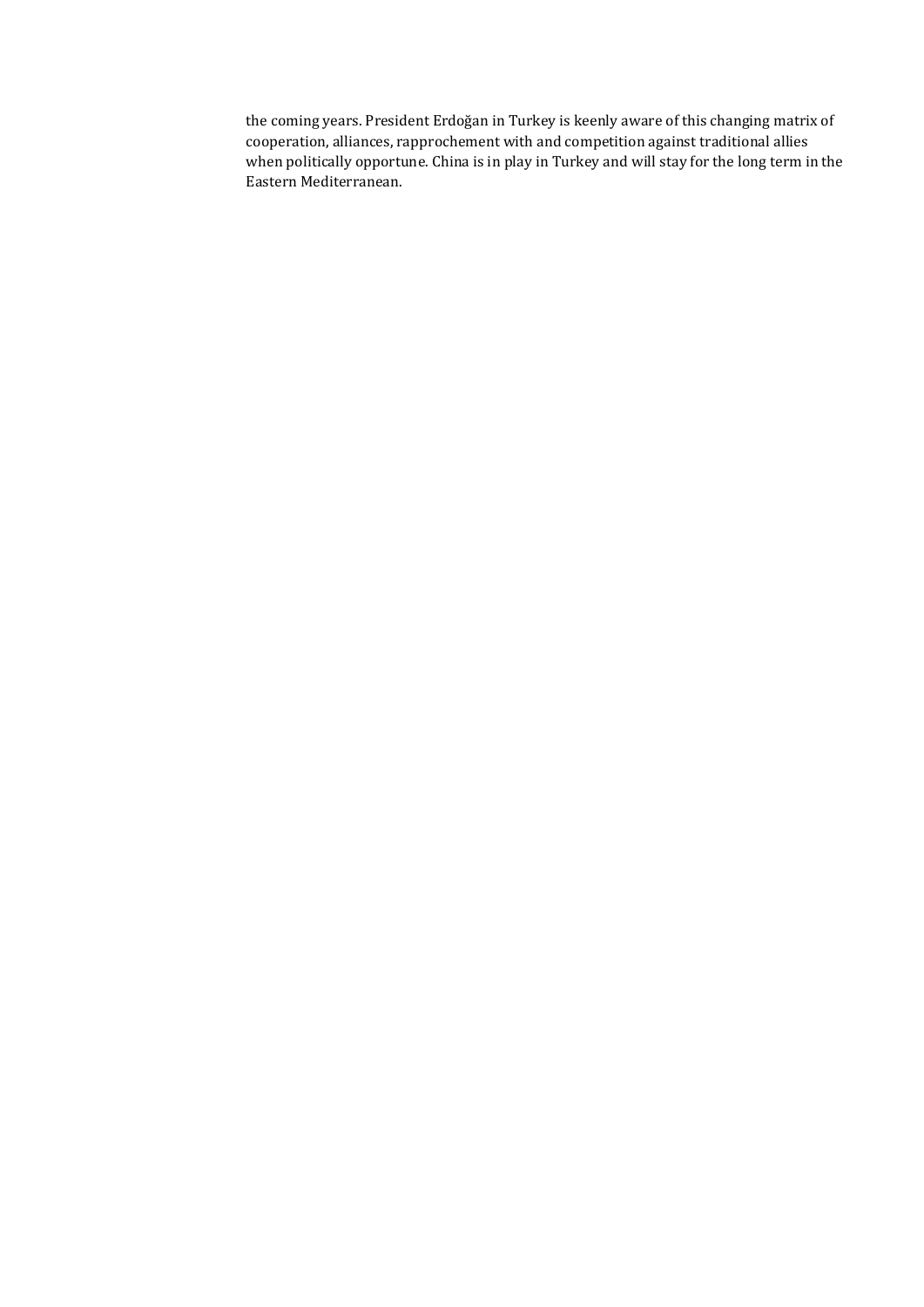the coming years. President Erdoğan in Turkey is keenly aware of this changing matrix of cooperation, alliances, rapprochement with and competition against traditional allies when politically opportune. China is in play in Turkey and will stay for the long term in the Eastern Mediterranean.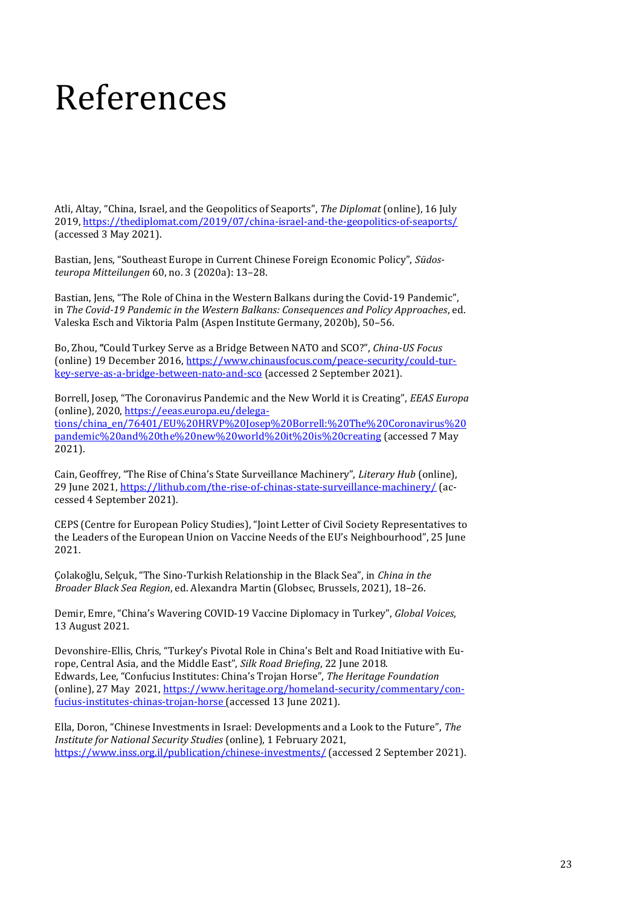# References

Atli, Altay, "China, Israel, and the Geopolitics of Seaports", *The Diplomat* (online), 16 July 2019, https://thediplomat.com/2019/07/china-israel-and-the-geopolitics-of-seaports/ (accessed 3 May 2021).

Bastian, Jens, "Southeast Europe in Current Chinese Foreign Economic Policy", *Südosteuropa Mitteilungen* 60, no. 3 (2020a): 13–28.

Bastian, Jens, "The Role of China in the Western Balkans during the Covid-19 Pandemic", in *The Covid-19 Pandemic in the Western Balkans: Consequences and Policy Approaches*, ed. Valeska Esch and Viktoria Palm (Aspen Institute Germany, 2020b), 50–56.

Bo, Zhou, "Could Turkey Serve as a Bridge Between NATO and SCO?", *China-US Focus* (online) 19 December 2016, https://www.chinausfocus.com/peace-security/could-turkey-serve-as-a-bridge-between-nato-and-sco (accessed 2 September 2021).

Borrell, Josep, "The Coronavirus Pandemic and the New World it is Creating", *EEAS Europa* (online), 2020, https://eeas.europa.eu/delegations/china_en/76401/EU%20HRVP%20Josep%20Borrell:%20The%20Coronavirus%20pandemic%20and%20the%20new%20world%20it%20is%20creating (accessed 7 May 2021).

Cain, Geoffrey, "The Rise of China's State Surveillance Machinery", *Literary Hub* (online), 29 June 2021, https://lithub.com/the-rise-of-chinas-state-surveillance-machinery/ (accessed 4 September 2021).

CEPS (Centre for European Policy Studies), "Joint Letter of Civil Society Representatives to the Leaders of the European Union on Vaccine Needs of the EU's Neighbourhood", 25 June 2021.

Çolakoğlu, Selçuk, "The Sino-Turkish Relationship in the Black Sea", in *China in the Broader Black Sea Region*, ed. Alexandra Martin (Globsec, Brussels, 2021), 18–26.

Demir, Emre, "China's Wavering COVID-19 Vaccine Diplomacy in Turkey", *Global Voices*, 13 August 2021.

Devonshire-Ellis, Chris, "Turkey's Pivotal Role in China's Belt and Road Initiative with Europe, Central Asia, and the Middle East", *Silk Road Briefing*, 22 June 2018.

Edwards, Lee, "Confucius Institutes: China's Trojan Horse", *The Heritage Foundation* (online), 27 May 2021, https://www.heritage.org/homeland-security/commentary/confucius-institutes-chinas-trojan-horse (accessed 13 June 2021).

Ella, Doron, "Chinese Investments in Israel: Developments and a Look to the Future", *The Institute for National Security Studies* (online), 1 February 2021, https://www.inss.org.il/publication/chinese-investments/ (accessed 2 September 2021).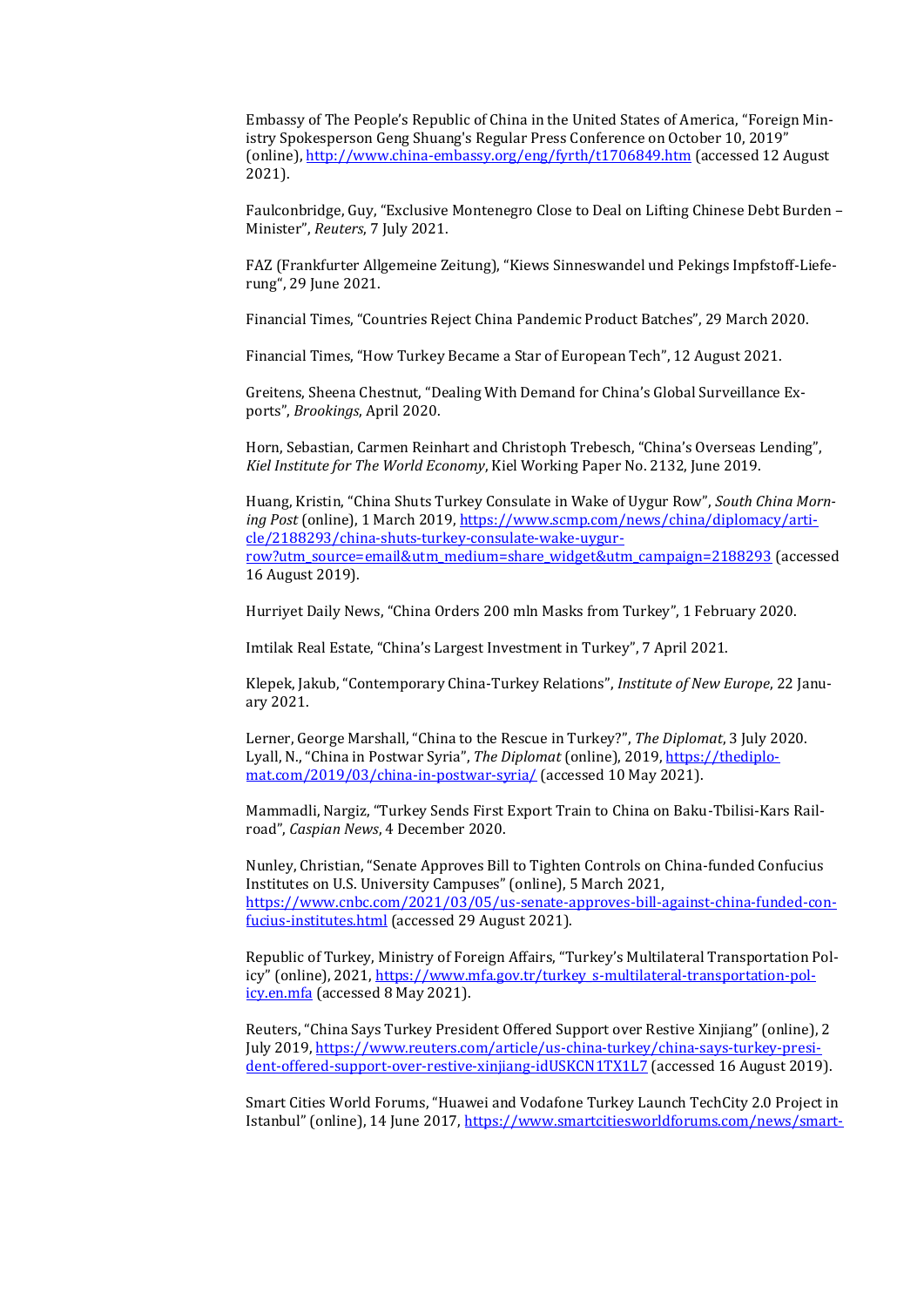Embassy of The People's Republic of China in the United States of America, "Foreign Ministry Spokesperson Geng Shuang's Regular Press Conference on October 10, 2019" (online), http://www.china-embassy.org/eng/fyrth/t1706849.htm (accessed 12 August 2021).

Faulconbridge, Guy, "Exclusive Montenegro Close to Deal on Lifting Chinese Debt Burden – Minister", *Reuters*, 7 July 2021.

FAZ (Frankfurter Allgemeine Zeitung), "Kiews Sinneswandel und Pekings Impfstoff-Lieferung", 29 June 2021.

Financial Times, "Countries Reject China Pandemic Product Batches", 29 March 2020.

Financial Times, "How Turkey Became a Star of European Tech", 12 August 2021.

Greitens, Sheena Chestnut, "Dealing With Demand for China's Global Surveillance Exports", *Brookings*, April 2020.

Horn, Sebastian, Carmen Reinhart and Christoph Trebesch, "China's Overseas Lending", *Kiel Institute for The World Economy*, Kiel Working Paper No. 2132, June 2019.

Huang, Kristin, "China Shuts Turkey Consulate in Wake of Uygur Row", *South China Morning Post* (online), 1 March 2019, https://www.scmp.com/news/china/diplomacy/article/2188293/china-shuts-turkey-consulate-wake-uygur-row?utm_source=email&utm_medium=share_widget&utm_campaign=2188293 (accessed 16 August 2019).

Hurriyet Daily News, "China Orders 200 mln Masks from Turkey", 1 February 2020.

Imtilak Real Estate, "China's Largest Investment in Turkey", 7 April 2021.

Klepek, Jakub, "Contemporary China-Turkey Relations", *Institute of New Europe*, 22 January 2021.

Lerner, George Marshall, "China to the Rescue in Turkey?", *The Diplomat*, 3 July 2020.
Lyall, N., "China in Postwar Syria", *The Diplomat* (online), 2019, https://thediplomat.com/2019/03/china-in-postwar-syria/ (accessed 10 May 2021).

Mammadli, Nargiz, "Turkey Sends First Export Train to China on Baku-Tbilisi-Kars Railroad", *Caspian News*, 4 December 2020.

Nunley, Christian, "Senate Approves Bill to Tighten Controls on China-funded Confucius Institutes on U.S. University Campuses" (online), 5 March 2021, https://www.cnbc.com/2021/03/05/us-senate-approves-bill-against-china-funded-confucius-institutes.html (accessed 29 August 2021).

Republic of Turkey, Ministry of Foreign Affairs, "Turkey's Multilateral Transportation Policy" (online), 2021, https://www.mfa.gov.tr/turkey_s-multilateral-transportation-policy.en.mfa (accessed 8 May 2021).

Reuters, "China Says Turkey President Offered Support over Restive Xinjiang" (online), 2 July 2019, https://www.reuters.com/article/us-china-turkey/china-says-turkey-president-offered-support-over-restive-xinjiang-idUSKCN1TX1L7 (accessed 16 August 2019).

Smart Cities World Forums, "Huawei and Vodafone Turkey Launch TechCity 2.0 Project in Istanbul" (online), 14 June 2017, https://www.smartcitiesworldforums.com/news/smart-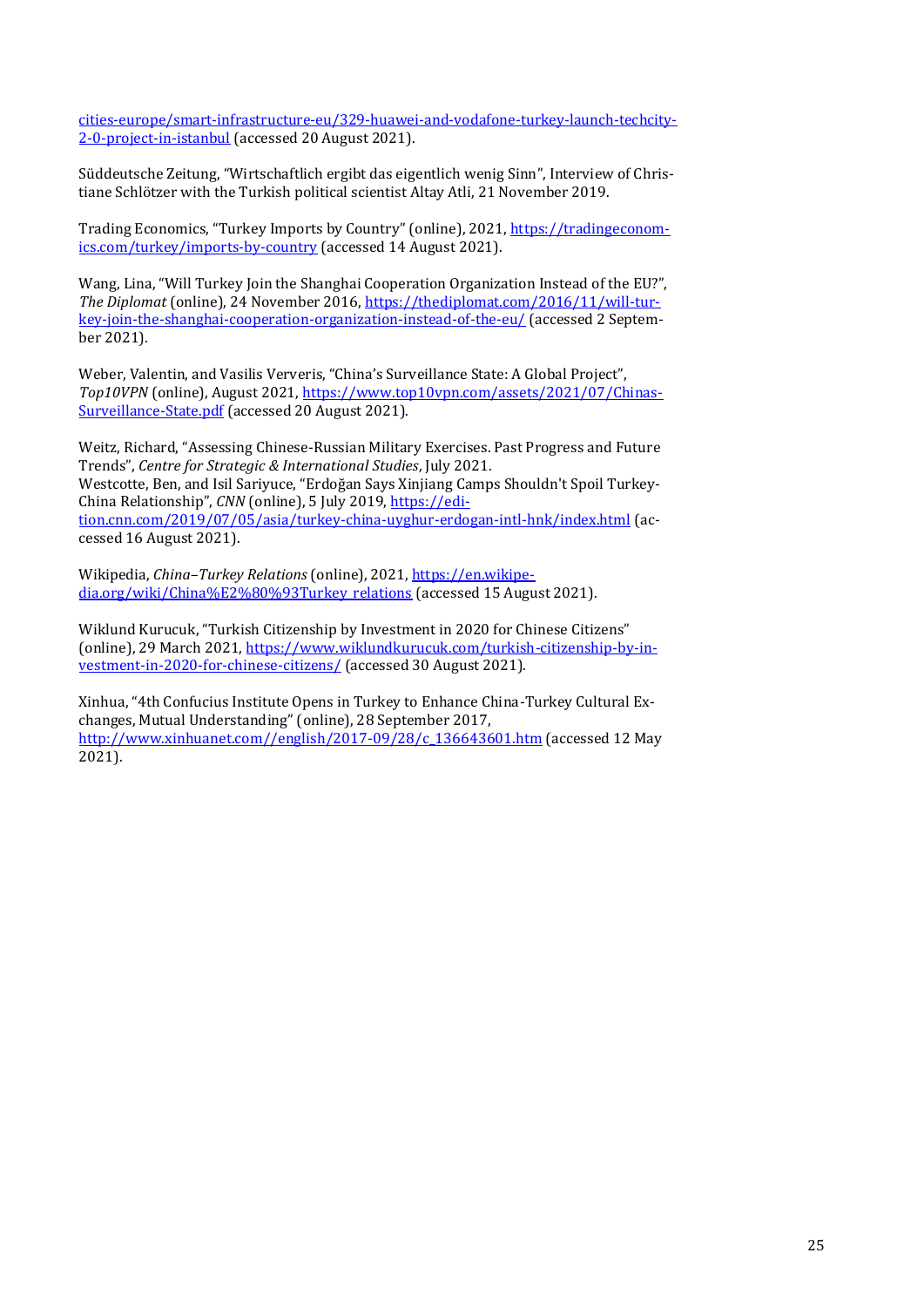[cities-europe/smart-infrastructure-eu/329-huawei-and-vodafone-turkey-launch-techcity-2-0-project-in-istanbul](cities-europe/smart-infrastructure-eu/329-huawei-and-vodafone-turkey-launch-techcity-2-0-project-in-istanbul) (accessed 20 August 2021).

Süddeutsche Zeitung, "Wirtschaftlich ergibt das eigentlich wenig Sinn", Interview of Christiane Schlötzer with the Turkish political scientist Altay Atli, 21 November 2019.

Trading Economics, "Turkey Imports by Country" (online), 2021, [https://tradingeconomics.com/turkey/imports-by-country](https://tradingeconomics.com/turkey/imports-by-country) (accessed 14 August 2021).

Wang, Lina, "Will Turkey Join the Shanghai Cooperation Organization Instead of the EU?", *The Diplomat* (online), 24 November 2016, [https://thediplomat.com/2016/11/will-turkey-join-the-shanghai-cooperation-organization-instead-of-the-eu/](https://thediplomat.com/2016/11/will-turkey-join-the-shanghai-cooperation-organization-instead-of-the-eu/) (accessed 2 September 2021).

Weber, Valentin, and Vasilis Ververis, "China's Surveillance State: A Global Project", *Top10VPN* (online), August 2021, [https://www.top10vpn.com/assets/2021/07/Chinas-Surveillance-State.pdf](https://www.top10vpn.com/assets/2021/07/Chinas-Surveillance-State.pdf) (accessed 20 August 2021).

Weitz, Richard, "Assessing Chinese-Russian Military Exercises. Past Progress and Future Trends", *Centre for Strategic & International Studies*, July 2021.
Westcotte, Ben, and Isil Sariyuce, "Erdoğan Says Xinjiang Camps Shouldn't Spoil Turkey-China Relationship", *CNN* (online), 5 July 2019, [https://edition.cnn.com/2019/07/05/asia/turkey-china-uyghur-erdogan-intl-hnk/index.html](https://edition.cnn.com/2019/07/05/asia/turkey-china-uyghur-erdogan-intl-hnk/index.html) (accessed 16 August 2021).

Wikipedia, *China–Turkey Relations* (online), 2021, [https://en.wikipedia.org/wiki/China%E2%80%93Turkey_relations](https://en.wikipedia.org/wiki/China%E2%80%93Turkey_relations) (accessed 15 August 2021).

Wiklund Kurucuk, "Turkish Citizenship by Investment in 2020 for Chinese Citizens" (online), 29 March 2021, [https://www.wiklundkurucuk.com/turkish-citizenship-by-investment-in-2020-for-chinese-citizens/](https://www.wiklundkurucuk.com/turkish-citizenship-by-investment-in-2020-for-chinese-citizens/) (accessed 30 August 2021).

Xinhua, "4th Confucius Institute Opens in Turkey to Enhance China-Turkey Cultural Exchanges, Mutual Understanding" (online), 28 September 2017, [http://www.xinhuanet.com//english/2017-09/28/c_136643601.htm](http://www.xinhuanet.com//english/2017-09/28/c_136643601.htm) (accessed 12 May 2021).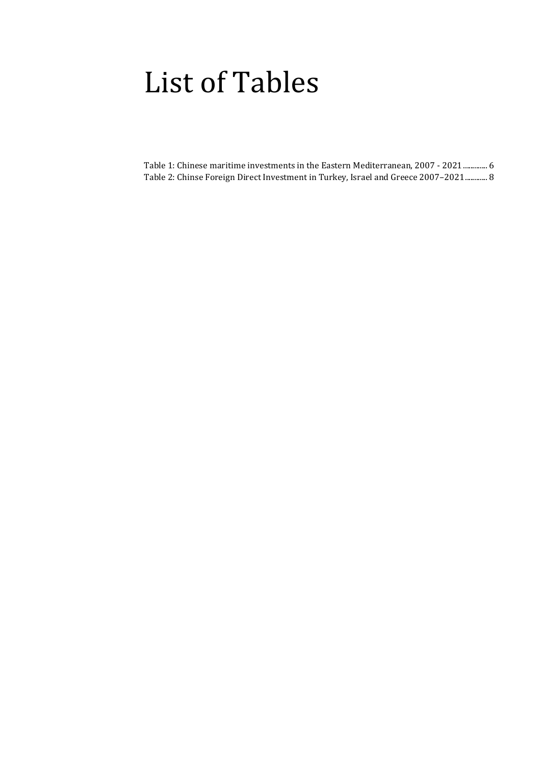# List of Tables

Table 1: Chinese maritime investments in the Eastern Mediterranean, 2007 - 2021 ............ 6
Table 2: Chinse Foreign Direct Investment in Turkey, Israel and Greece 2007–2021 ........... 8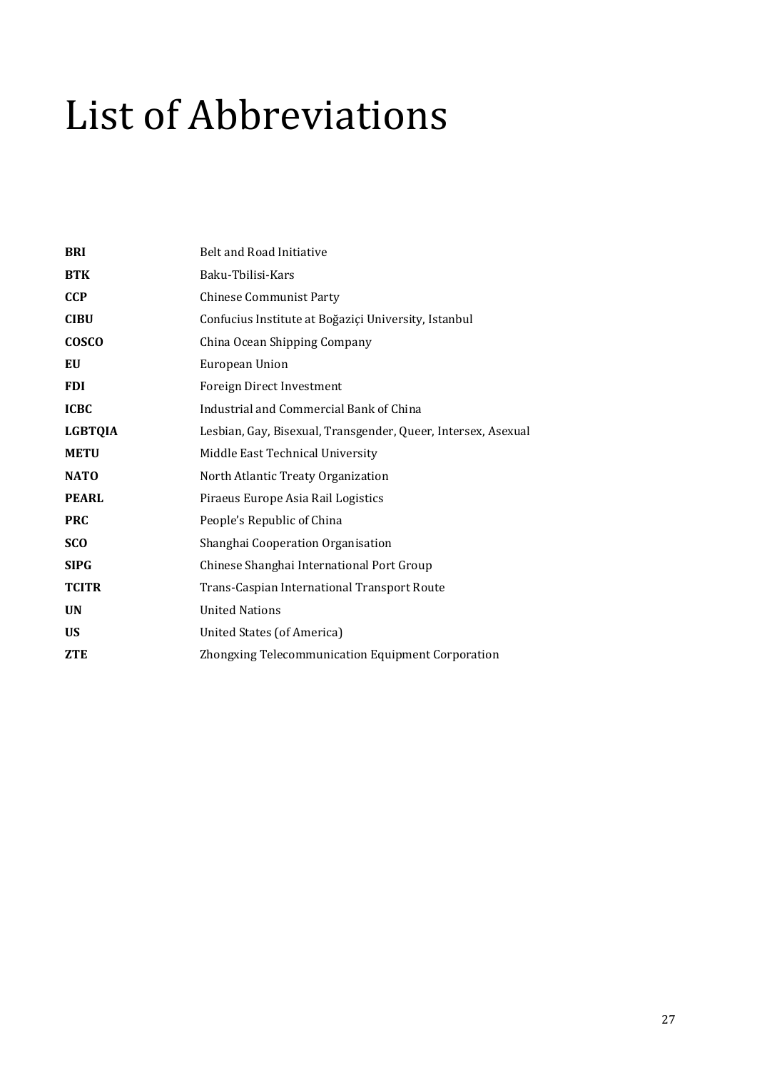# List of Abbreviations

| | |
|---|---|
| **BRI** | Belt and Road Initiative |
| **BTK** | Baku-Tbilisi-Kars |
| **CCP** | Chinese Communist Party |
| **CIBU** | Confucius Institute at Boğaziçi University, Istanbul |
| **COSCO** | China Ocean Shipping Company |
| **EU** | European Union |
| **FDI** | Foreign Direct Investment |
| **ICBC** | Industrial and Commercial Bank of China |
| **LGBTQIA** | Lesbian, Gay, Bisexual, Transgender, Queer, Intersex, Asexual |
| **METU** | Middle East Technical University |
| **NATO** | North Atlantic Treaty Organization |
| **PEARL** | Piraeus Europe Asia Rail Logistics |
| **PRC** | People's Republic of China |
| **SCO** | Shanghai Cooperation Organisation |
| **SIPG** | Chinese Shanghai International Port Group |
| **TCITR** | Trans-Caspian International Transport Route |
| **UN** | United Nations |
| **US** | United States (of America) |
| **ZTE** | Zhongxing Telecommunication Equipment Corporation |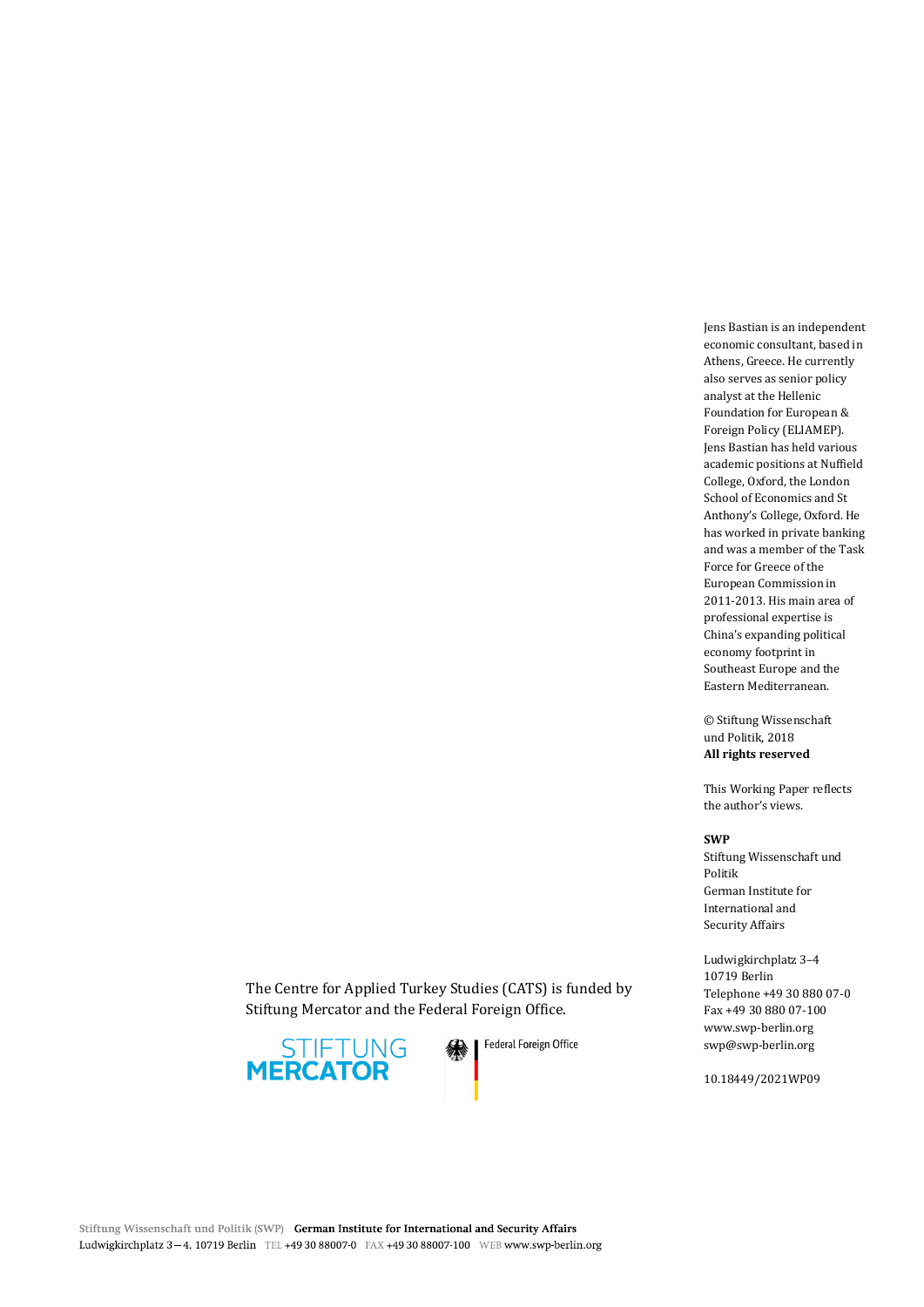Jens Bastian is an independent economic consultant, based in Athens, Greece. He currently also serves as senior policy analyst at the Hellenic Foundation for European & Foreign Policy (ELIAMEP). Jens Bastian has held various academic positions at Nuffield College, Oxford, the London School of Economics and St Anthony's College, Oxford. He has worked in private banking and was a member of the Task Force for Greece of the European Commission in 2011-2013. His main area of professional expertise is China's expanding political economy footprint in Southeast Europe and the Eastern Mediterranean.

© Stiftung Wissenschaft und Politik, 2018
**All rights reserved**

This Working Paper reflects the author's views.

**SWP**
Stiftung Wissenschaft und Politik
German Institute for International and Security Affairs

Ludwigkirchplatz 3–4
10719 Berlin
Telephone +49 30 880 07-0
Fax +49 30 880 07-100
www.swp-berlin.org
swp@swp-berlin.org

10.18449/2021WP09

The Centre for Applied Turkey Studies (CATS) is funded by Stiftung Mercator and the Federal Foreign Office.

STIFTUNG MERCATOR

Federal Foreign Office